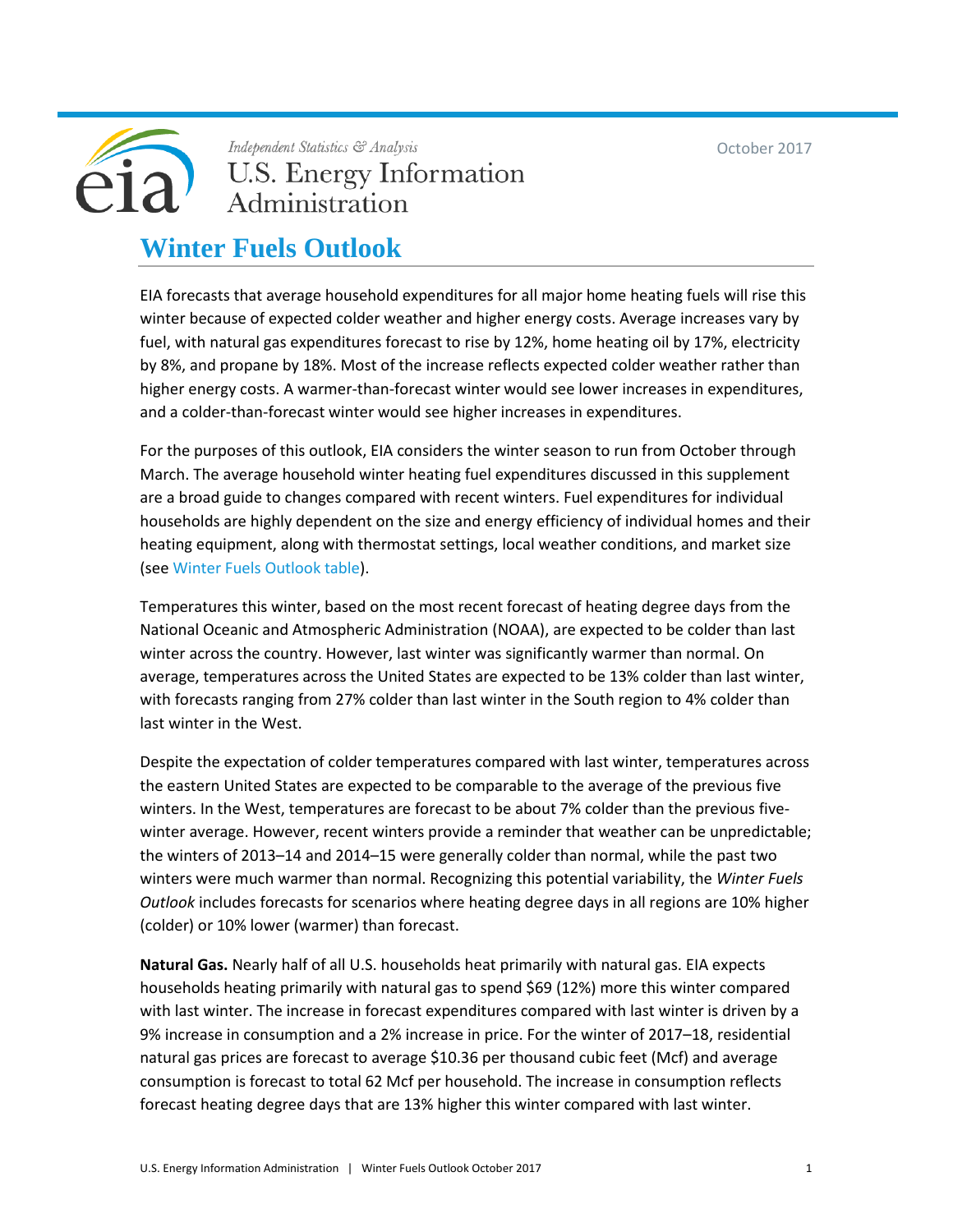Independent Statistics & Analysis
U.S. Energy Information Administration

October 2017

# Winter Fuels Outlook

EIA forecasts that average household expenditures for all major home heating fuels will rise this winter because of expected colder weather and higher energy costs. Average increases vary by fuel, with natural gas expenditures forecast to rise by 12%, home heating oil by 17%, electricity by 8%, and propane by 18%. Most of the increase reflects expected colder weather rather than higher energy costs. A warmer-than-forecast winter would see lower increases in expenditures, and a colder-than-forecast winter would see higher increases in expenditures.

For the purposes of this outlook, EIA considers the winter season to run from October through March. The average household winter heating fuel expenditures discussed in this supplement are a broad guide to changes compared with recent winters. Fuel expenditures for individual households are highly dependent on the size and energy efficiency of individual homes and their heating equipment, along with thermostat settings, local weather conditions, and market size (see Winter Fuels Outlook table).

Temperatures this winter, based on the most recent forecast of heating degree days from the National Oceanic and Atmospheric Administration (NOAA), are expected to be colder than last winter across the country. However, last winter was significantly warmer than normal. On average, temperatures across the United States are expected to be 13% colder than last winter, with forecasts ranging from 27% colder than last winter in the South region to 4% colder than last winter in the West.

Despite the expectation of colder temperatures compared with last winter, temperatures across the eastern United States are expected to be comparable to the average of the previous five winters. In the West, temperatures are forecast to be about 7% colder than the previous five-winter average. However, recent winters provide a reminder that weather can be unpredictable; the winters of 2013–14 and 2014–15 were generally colder than normal, while the past two winters were much warmer than normal. Recognizing this potential variability, the *Winter Fuels Outlook* includes forecasts for scenarios where heating degree days in all regions are 10% higher (colder) or 10% lower (warmer) than forecast.

**Natural Gas.** Nearly half of all U.S. households heat primarily with natural gas. EIA expects households heating primarily with natural gas to spend $69 (12%) more this winter compared with last winter. The increase in forecast expenditures compared with last winter is driven by a 9% increase in consumption and a 2% increase in price. For the winter of 2017–18, residential natural gas prices are forecast to average $10.36 per thousand cubic feet (Mcf) and average consumption is forecast to total 62 Mcf per household. The increase in consumption reflects forecast heating degree days that are 13% higher this winter compared with last winter.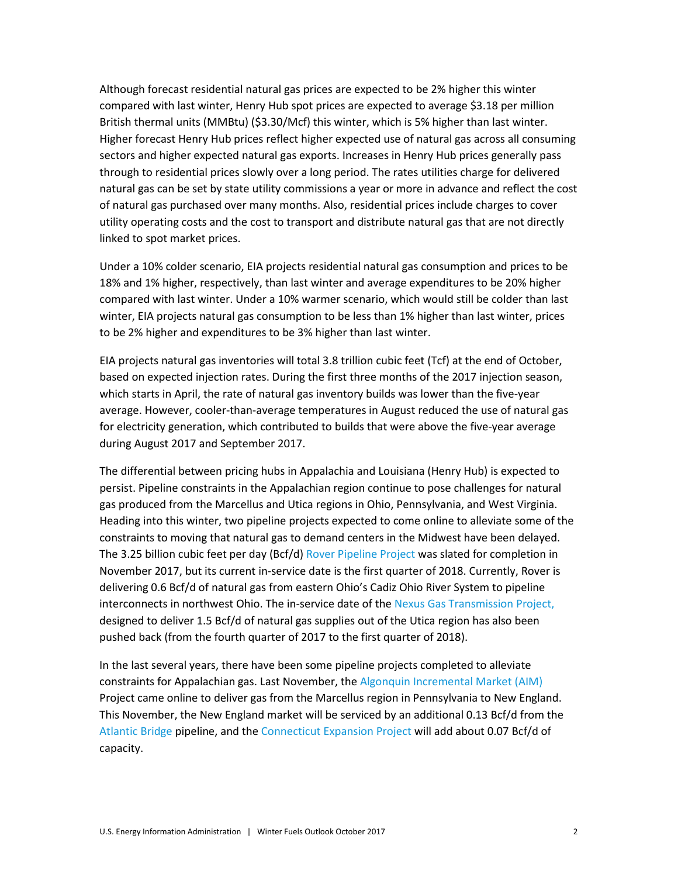Although forecast residential natural gas prices are expected to be 2% higher this winter compared with last winter, Henry Hub spot prices are expected to average $3.18 per million British thermal units (MMBtu) ($3.30/Mcf) this winter, which is 5% higher than last winter. Higher forecast Henry Hub prices reflect higher expected use of natural gas across all consuming sectors and higher expected natural gas exports. Increases in Henry Hub prices generally pass through to residential prices slowly over a long period. The rates utilities charge for delivered natural gas can be set by state utility commissions a year or more in advance and reflect the cost of natural gas purchased over many months. Also, residential prices include charges to cover utility operating costs and the cost to transport and distribute natural gas that are not directly linked to spot market prices.

Under a 10% colder scenario, EIA projects residential natural gas consumption and prices to be 18% and 1% higher, respectively, than last winter and average expenditures to be 20% higher compared with last winter. Under a 10% warmer scenario, which would still be colder than last winter, EIA projects natural gas consumption to be less than 1% higher than last winter, prices to be 2% higher and expenditures to be 3% higher than last winter.

EIA projects natural gas inventories will total 3.8 trillion cubic feet (Tcf) at the end of October, based on expected injection rates. During the first three months of the 2017 injection season, which starts in April, the rate of natural gas inventory builds was lower than the five-year average. However, cooler-than-average temperatures in August reduced the use of natural gas for electricity generation, which contributed to builds that were above the five-year average during August 2017 and September 2017.

The differential between pricing hubs in Appalachia and Louisiana (Henry Hub) is expected to persist. Pipeline constraints in the Appalachian region continue to pose challenges for natural gas produced from the Marcellus and Utica regions in Ohio, Pennsylvania, and West Virginia. Heading into this winter, two pipeline projects expected to come online to alleviate some of the constraints to moving that natural gas to demand centers in the Midwest have been delayed. The 3.25 billion cubic feet per day (Bcf/d) Rover Pipeline Project was slated for completion in November 2017, but its current in-service date is the first quarter of 2018. Currently, Rover is delivering 0.6 Bcf/d of natural gas from eastern Ohio's Cadiz Ohio River System to pipeline interconnects in northwest Ohio. The in-service date of the Nexus Gas Transmission Project, designed to deliver 1.5 Bcf/d of natural gas supplies out of the Utica region has also been pushed back (from the fourth quarter of 2017 to the first quarter of 2018).

In the last several years, there have been some pipeline projects completed to alleviate constraints for Appalachian gas. Last November, the Algonquin Incremental Market (AIM) Project came online to deliver gas from the Marcellus region in Pennsylvania to New England. This November, the New England market will be serviced by an additional 0.13 Bcf/d from the Atlantic Bridge pipeline, and the Connecticut Expansion Project will add about 0.07 Bcf/d of capacity.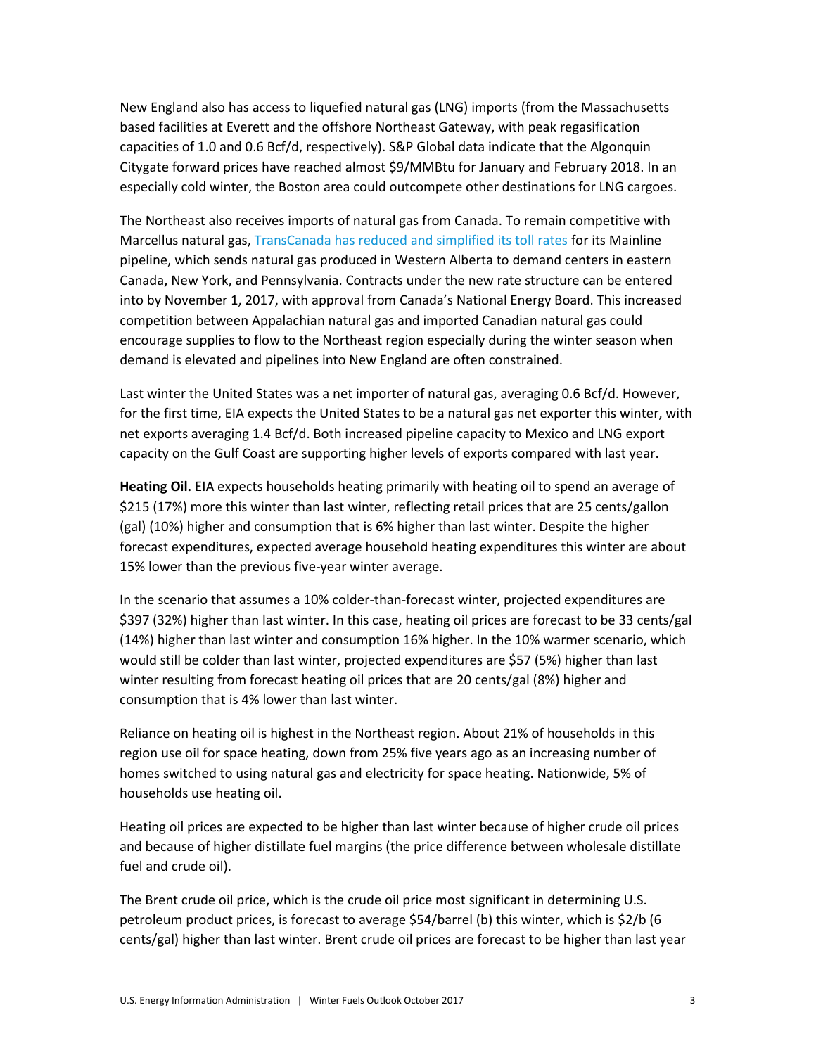New England also has access to liquefied natural gas (LNG) imports (from the Massachusetts based facilities at Everett and the offshore Northeast Gateway, with peak regasification capacities of 1.0 and 0.6 Bcf/d, respectively). S&P Global data indicate that the Algonquin Citygate forward prices have reached almost $9/MMBtu for January and February 2018. In an especially cold winter, the Boston area could outcompete other destinations for LNG cargoes.

The Northeast also receives imports of natural gas from Canada. To remain competitive with Marcellus natural gas, TransCanada has reduced and simplified its toll rates for its Mainline pipeline, which sends natural gas produced in Western Alberta to demand centers in eastern Canada, New York, and Pennsylvania. Contracts under the new rate structure can be entered into by November 1, 2017, with approval from Canada's National Energy Board. This increased competition between Appalachian natural gas and imported Canadian natural gas could encourage supplies to flow to the Northeast region especially during the winter season when demand is elevated and pipelines into New England are often constrained.

Last winter the United States was a net importer of natural gas, averaging 0.6 Bcf/d. However, for the first time, EIA expects the United States to be a natural gas net exporter this winter, with net exports averaging 1.4 Bcf/d. Both increased pipeline capacity to Mexico and LNG export capacity on the Gulf Coast are supporting higher levels of exports compared with last year.

**Heating Oil.** EIA expects households heating primarily with heating oil to spend an average of $215 (17%) more this winter than last winter, reflecting retail prices that are 25 cents/gallon (gal) (10%) higher and consumption that is 6% higher than last winter. Despite the higher forecast expenditures, expected average household heating expenditures this winter are about 15% lower than the previous five-year winter average.

In the scenario that assumes a 10% colder-than-forecast winter, projected expenditures are $397 (32%) higher than last winter. In this case, heating oil prices are forecast to be 33 cents/gal (14%) higher than last winter and consumption 16% higher. In the 10% warmer scenario, which would still be colder than last winter, projected expenditures are $57 (5%) higher than last winter resulting from forecast heating oil prices that are 20 cents/gal (8%) higher and consumption that is 4% lower than last winter.

Reliance on heating oil is highest in the Northeast region. About 21% of households in this region use oil for space heating, down from 25% five years ago as an increasing number of homes switched to using natural gas and electricity for space heating. Nationwide, 5% of households use heating oil.

Heating oil prices are expected to be higher than last winter because of higher crude oil prices and because of higher distillate fuel margins (the price difference between wholesale distillate fuel and crude oil).

The Brent crude oil price, which is the crude oil price most significant in determining U.S. petroleum product prices, is forecast to average $54/barrel (b) this winter, which is $2/b (6 cents/gal) higher than last winter. Brent crude oil prices are forecast to be higher than last year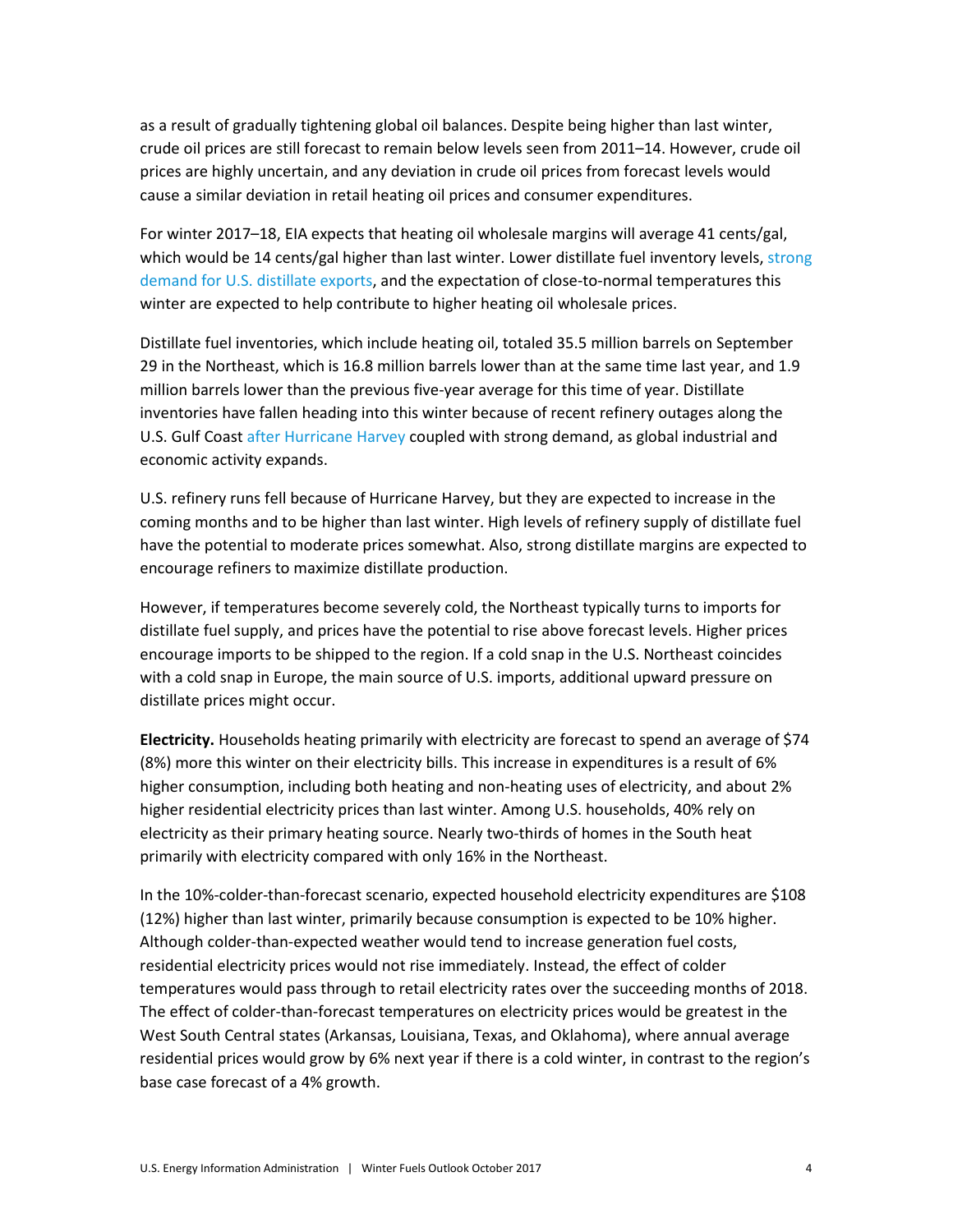as a result of gradually tightening global oil balances. Despite being higher than last winter, crude oil prices are still forecast to remain below levels seen from 2011–14. However, crude oil prices are highly uncertain, and any deviation in crude oil prices from forecast levels would cause a similar deviation in retail heating oil prices and consumer expenditures.

For winter 2017–18, EIA expects that heating oil wholesale margins will average 41 cents/gal, which would be 14 cents/gal higher than last winter. Lower distillate fuel inventory levels, strong demand for U.S. distillate exports, and the expectation of close-to-normal temperatures this winter are expected to help contribute to higher heating oil wholesale prices.

Distillate fuel inventories, which include heating oil, totaled 35.5 million barrels on September 29 in the Northeast, which is 16.8 million barrels lower than at the same time last year, and 1.9 million barrels lower than the previous five-year average for this time of year. Distillate inventories have fallen heading into this winter because of recent refinery outages along the U.S. Gulf Coast after Hurricane Harvey coupled with strong demand, as global industrial and economic activity expands.

U.S. refinery runs fell because of Hurricane Harvey, but they are expected to increase in the coming months and to be higher than last winter. High levels of refinery supply of distillate fuel have the potential to moderate prices somewhat. Also, strong distillate margins are expected to encourage refiners to maximize distillate production.

However, if temperatures become severely cold, the Northeast typically turns to imports for distillate fuel supply, and prices have the potential to rise above forecast levels. Higher prices encourage imports to be shipped to the region. If a cold snap in the U.S. Northeast coincides with a cold snap in Europe, the main source of U.S. imports, additional upward pressure on distillate prices might occur.

**Electricity.** Households heating primarily with electricity are forecast to spend an average of $74 (8%) more this winter on their electricity bills. This increase in expenditures is a result of 6% higher consumption, including both heating and non-heating uses of electricity, and about 2% higher residential electricity prices than last winter. Among U.S. households, 40% rely on electricity as their primary heating source. Nearly two-thirds of homes in the South heat primarily with electricity compared with only 16% in the Northeast.

In the 10%-colder-than-forecast scenario, expected household electricity expenditures are $108 (12%) higher than last winter, primarily because consumption is expected to be 10% higher. Although colder-than-expected weather would tend to increase generation fuel costs, residential electricity prices would not rise immediately. Instead, the effect of colder temperatures would pass through to retail electricity rates over the succeeding months of 2018. The effect of colder-than-forecast temperatures on electricity prices would be greatest in the West South Central states (Arkansas, Louisiana, Texas, and Oklahoma), where annual average residential prices would grow by 6% next year if there is a cold winter, in contrast to the region's base case forecast of a 4% growth.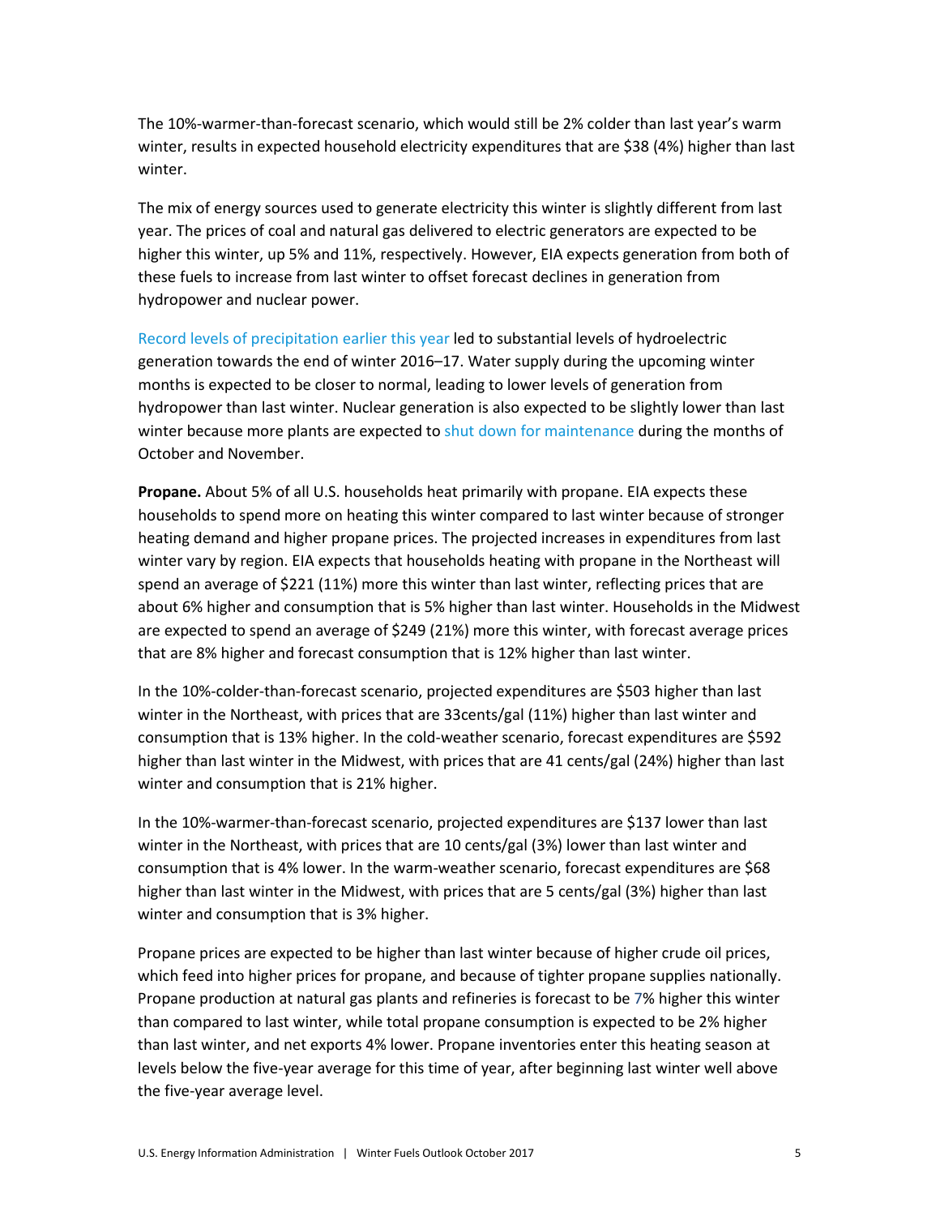The 10%-warmer-than-forecast scenario, which would still be 2% colder than last year's warm winter, results in expected household electricity expenditures that are $38 (4%) higher than last winter.

The mix of energy sources used to generate electricity this winter is slightly different from last year. The prices of coal and natural gas delivered to electric generators are expected to be higher this winter, up 5% and 11%, respectively. However, EIA expects generation from both of these fuels to increase from last winter to offset forecast declines in generation from hydropower and nuclear power.

Record levels of precipitation earlier this year led to substantial levels of hydroelectric generation towards the end of winter 2016–17. Water supply during the upcoming winter months is expected to be closer to normal, leading to lower levels of generation from hydropower than last winter. Nuclear generation is also expected to be slightly lower than last winter because more plants are expected to shut down for maintenance during the months of October and November.

**Propane.** About 5% of all U.S. households heat primarily with propane. EIA expects these households to spend more on heating this winter compared to last winter because of stronger heating demand and higher propane prices. The projected increases in expenditures from last winter vary by region. EIA expects that households heating with propane in the Northeast will spend an average of $221 (11%) more this winter than last winter, reflecting prices that are about 6% higher and consumption that is 5% higher than last winter. Households in the Midwest are expected to spend an average of $249 (21%) more this winter, with forecast average prices that are 8% higher and forecast consumption that is 12% higher than last winter.

In the 10%-colder-than-forecast scenario, projected expenditures are $503 higher than last winter in the Northeast, with prices that are 33cents/gal (11%) higher than last winter and consumption that is 13% higher. In the cold-weather scenario, forecast expenditures are $592 higher than last winter in the Midwest, with prices that are 41 cents/gal (24%) higher than last winter and consumption that is 21% higher.

In the 10%-warmer-than-forecast scenario, projected expenditures are $137 lower than last winter in the Northeast, with prices that are 10 cents/gal (3%) lower than last winter and consumption that is 4% lower. In the warm-weather scenario, forecast expenditures are $68 higher than last winter in the Midwest, with prices that are 5 cents/gal (3%) higher than last winter and consumption that is 3% higher.

Propane prices are expected to be higher than last winter because of higher crude oil prices, which feed into higher prices for propane, and because of tighter propane supplies nationally. Propane production at natural gas plants and refineries is forecast to be 7% higher this winter than compared to last winter, while total propane consumption is expected to be 2% higher than last winter, and net exports 4% lower. Propane inventories enter this heating season at levels below the five-year average for this time of year, after beginning last winter well above the five-year average level.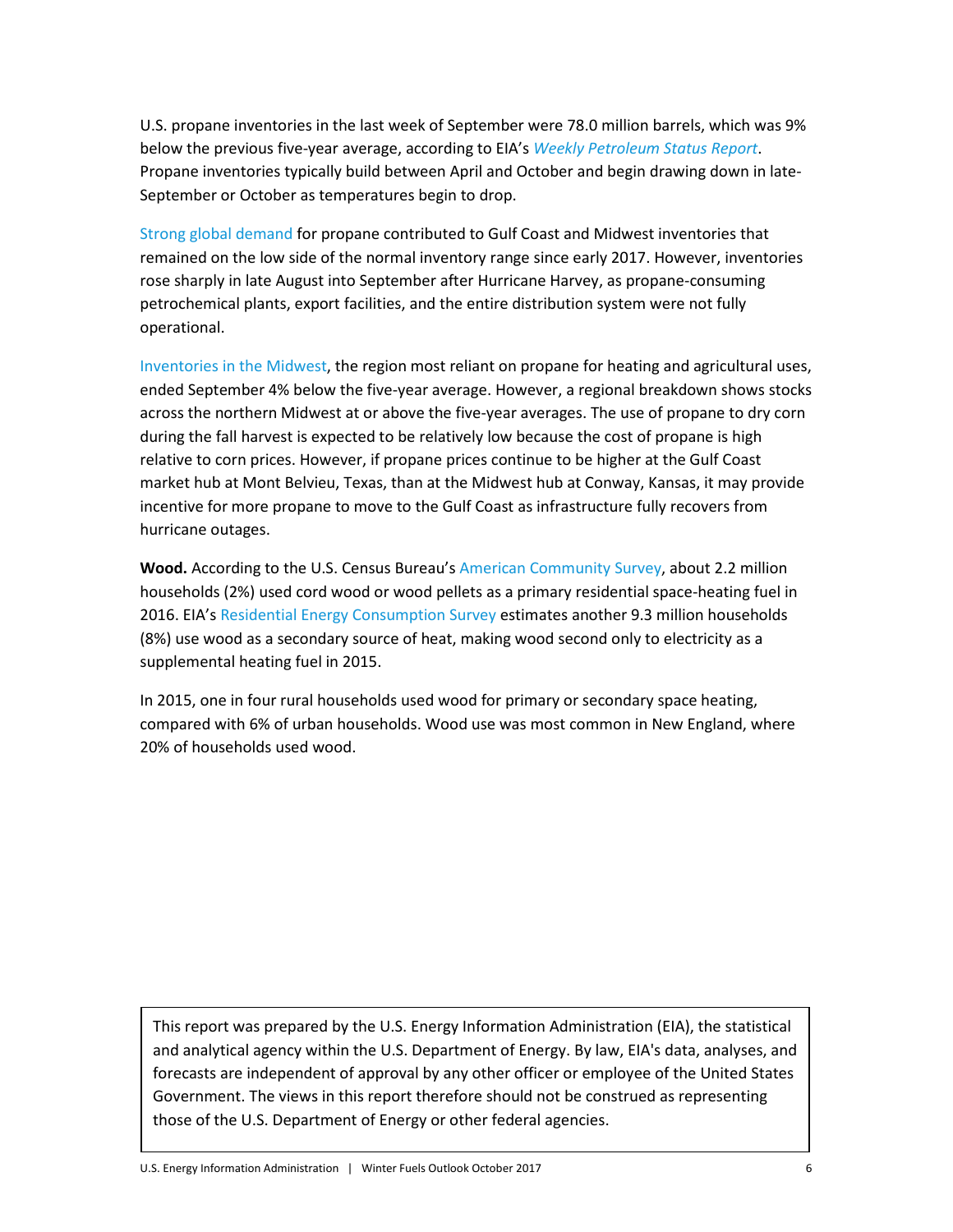U.S. propane inventories in the last week of September were 78.0 million barrels, which was 9% below the previous five-year average, according to EIA's *Weekly Petroleum Status Report*. Propane inventories typically build between April and October and begin drawing down in late-September or October as temperatures begin to drop.

Strong global demand for propane contributed to Gulf Coast and Midwest inventories that remained on the low side of the normal inventory range since early 2017. However, inventories rose sharply in late August into September after Hurricane Harvey, as propane-consuming petrochemical plants, export facilities, and the entire distribution system were not fully operational.

Inventories in the Midwest, the region most reliant on propane for heating and agricultural uses, ended September 4% below the five-year average. However, a regional breakdown shows stocks across the northern Midwest at or above the five-year averages. The use of propane to dry corn during the fall harvest is expected to be relatively low because the cost of propane is high relative to corn prices. However, if propane prices continue to be higher at the Gulf Coast market hub at Mont Belvieu, Texas, than at the Midwest hub at Conway, Kansas, it may provide incentive for more propane to move to the Gulf Coast as infrastructure fully recovers from hurricane outages.

**Wood.** According to the U.S. Census Bureau's American Community Survey, about 2.2 million households (2%) used cord wood or wood pellets as a primary residential space-heating fuel in 2016. EIA's Residential Energy Consumption Survey estimates another 9.3 million households (8%) use wood as a secondary source of heat, making wood second only to electricity as a supplemental heating fuel in 2015.

In 2015, one in four rural households used wood for primary or secondary space heating, compared with 6% of urban households. Wood use was most common in New England, where 20% of households used wood.

This report was prepared by the U.S. Energy Information Administration (EIA), the statistical and analytical agency within the U.S. Department of Energy. By law, EIA's data, analyses, and forecasts are independent of approval by any other officer or employee of the United States Government. The views in this report therefore should not be construed as representing those of the U.S. Department of Energy or other federal agencies.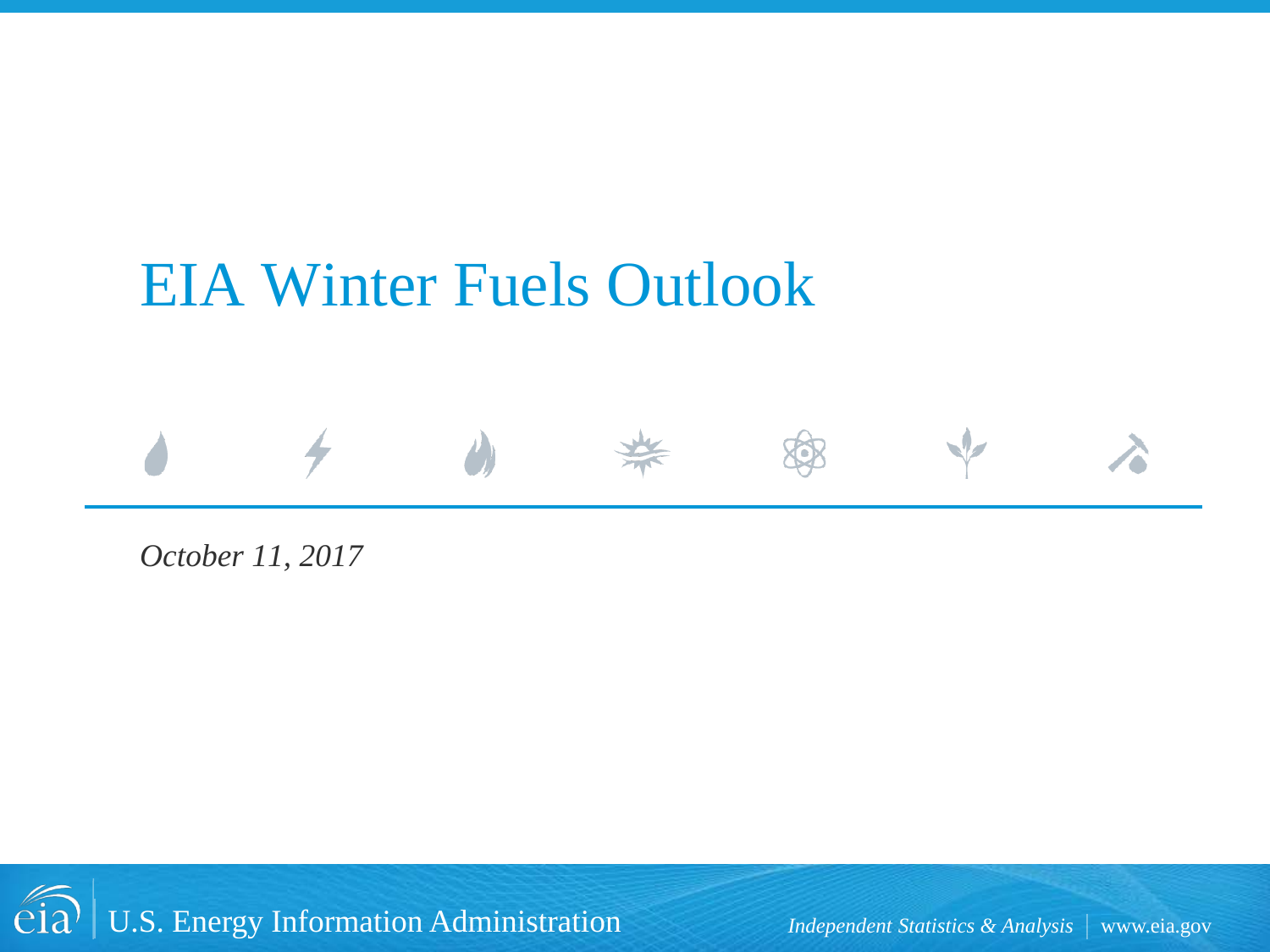# EIA Winter Fuels Outlook

*October 11, 2017*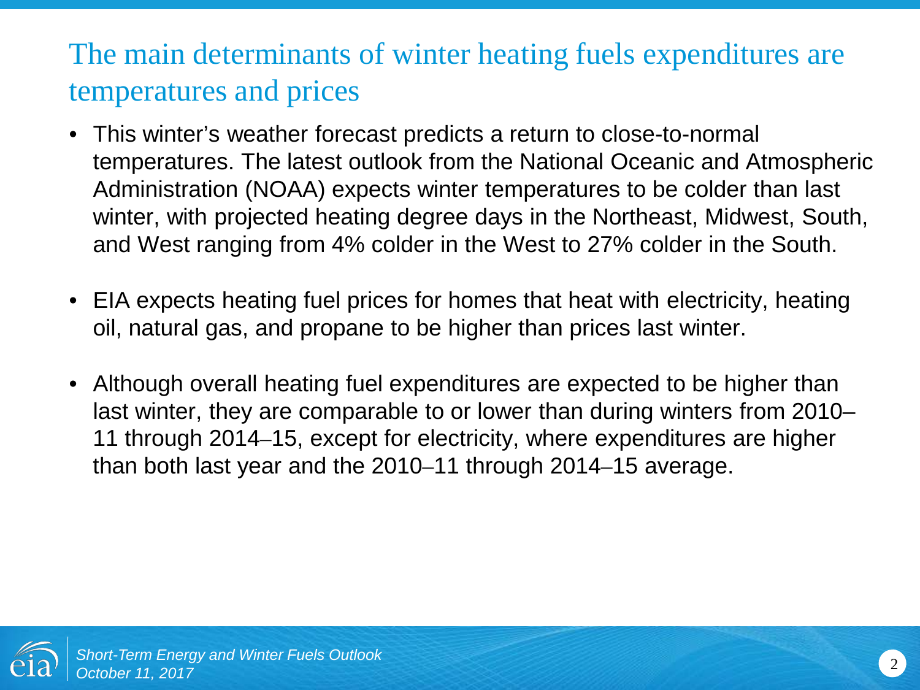# The main determinants of winter heating fuels expenditures are temperatures and prices

- This winter's weather forecast predicts a return to close-to-normal temperatures. The latest outlook from the National Oceanic and Atmospheric Administration (NOAA) expects winter temperatures to be colder than last winter, with projected heating degree days in the Northeast, Midwest, South, and West ranging from 4% colder in the West to 27% colder in the South.

- EIA expects heating fuel prices for homes that heat with electricity, heating oil, natural gas, and propane to be higher than prices last winter.

- Although overall heating fuel expenditures are expected to be higher than last winter, they are comparable to or lower than during winters from 2010–11 through 2014–15, except for electricity, where expenditures are higher than both last year and the 2010–11 through 2014–15 average.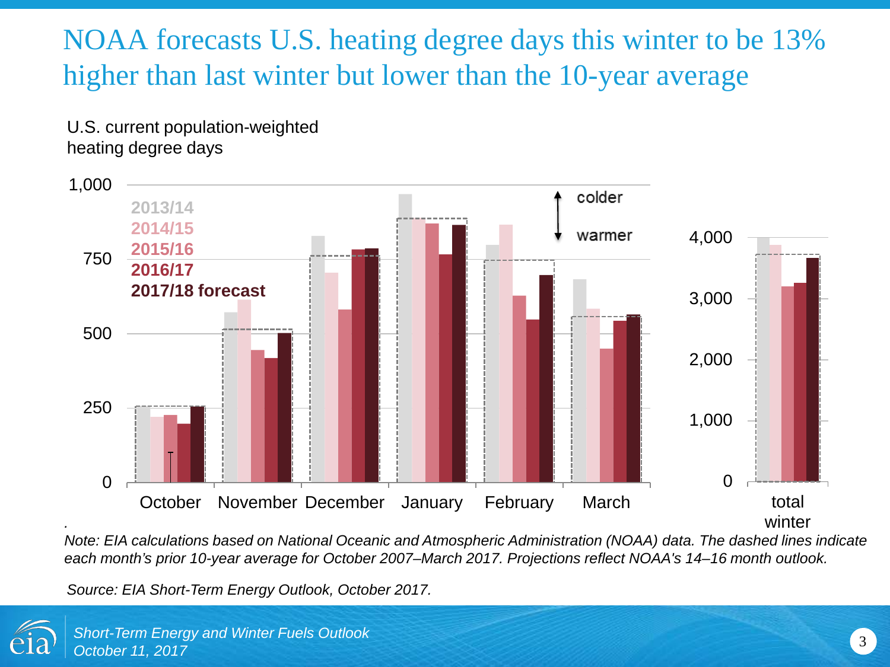# NOAA forecasts U.S. heating degree days this winter to be 13% higher than last winter but lower than the 10-year average

U.S. current population-weighted heating degree days

*Note: EIA calculations based on National Oceanic and Atmospheric Administration (NOAA) data. The dashed lines indicate each month's prior 10-year average for October 2007–March 2017. Projections reflect NOAA's 14–16 month outlook.*

*Source: EIA Short-Term Energy Outlook, October 2017.*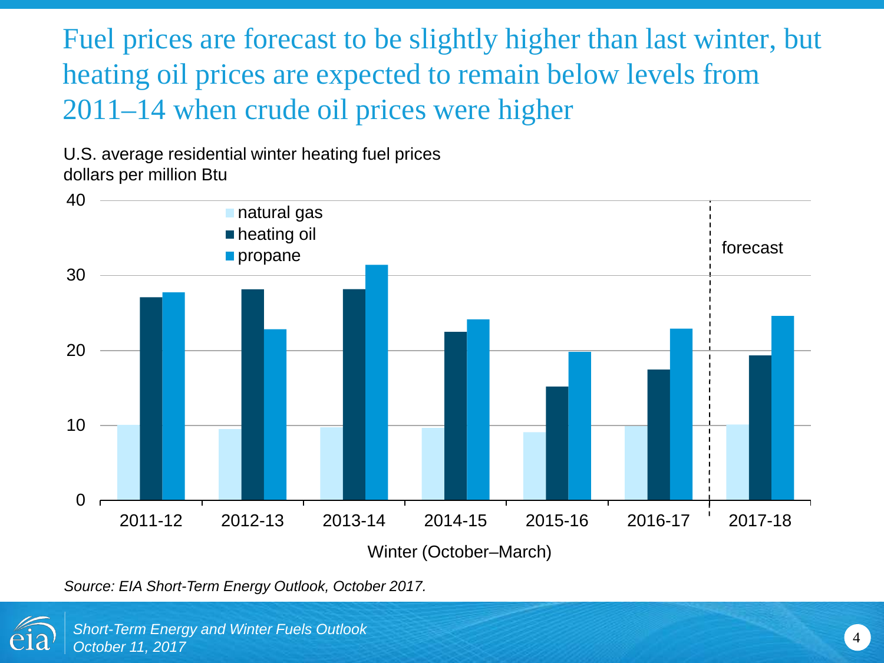# Fuel prices are forecast to be slightly higher than last winter, but heating oil prices are expected to remain below levels from 2011–14 when crude oil prices were higher

U.S. average residential winter heating fuel prices
dollars per million Btu

*Source: EIA Short-Term Energy Outlook, October 2017.*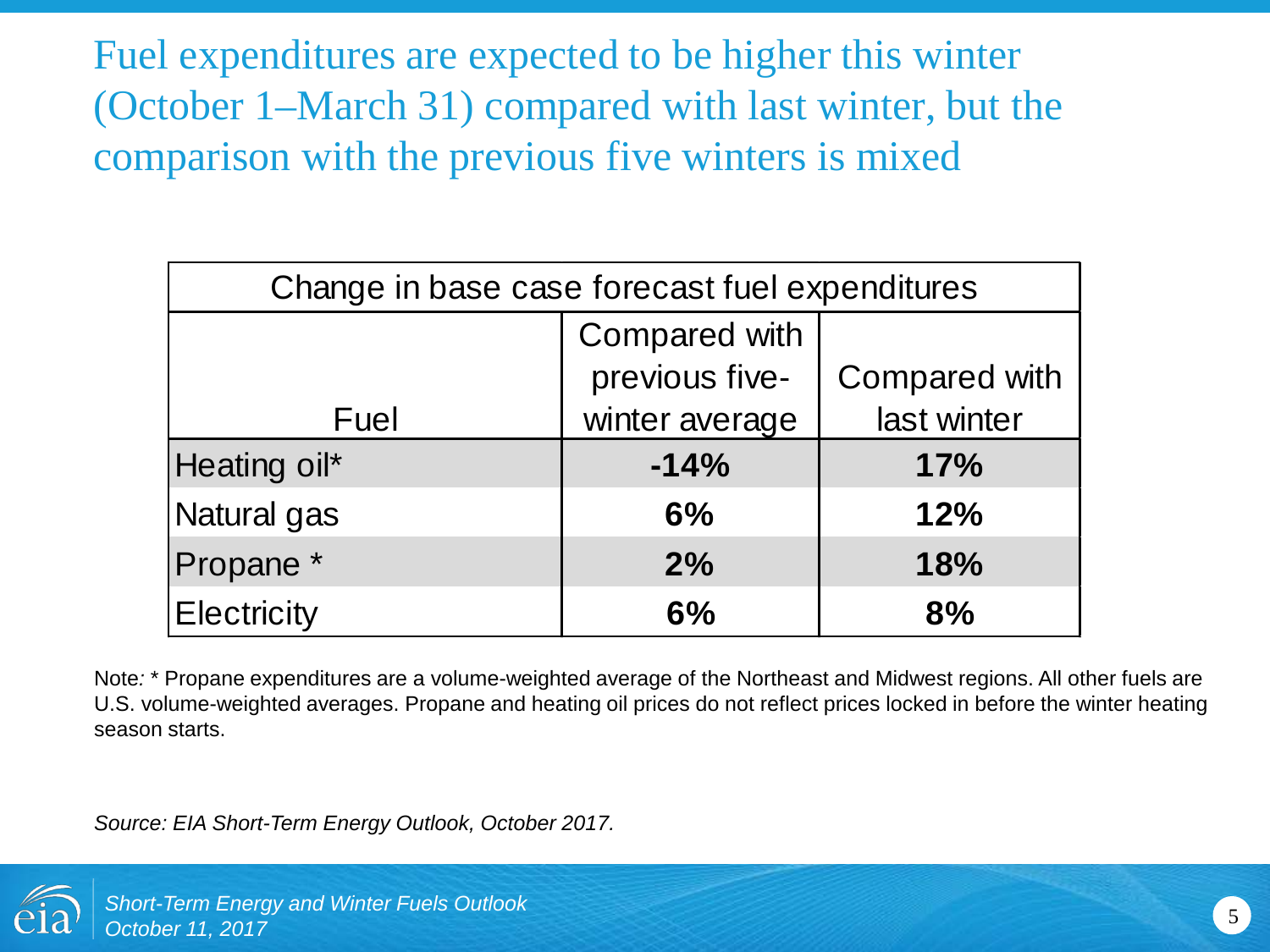# Fuel expenditures are expected to be higher this winter (October 1–March 31) compared with last winter, but the comparison with the previous five winters is mixed

| Change in base case forecast fuel expenditures | | |
|---|---|---|
| Fuel | Compared with previous five-winter average | Compared with last winter |
| Heating oil* | **-14%** | **17%** |
| Natural gas | **6%** | **12%** |
| Propane * | **2%** | **18%** |
| Electricity | **6%** | **8%** |

Note: * Propane expenditures are a volume-weighted average of the Northeast and Midwest regions. All other fuels are U.S. volume-weighted averages. Propane and heating oil prices do not reflect prices locked in before the winter heating season starts.

*Source: EIA Short-Term Energy Outlook, October 2017.*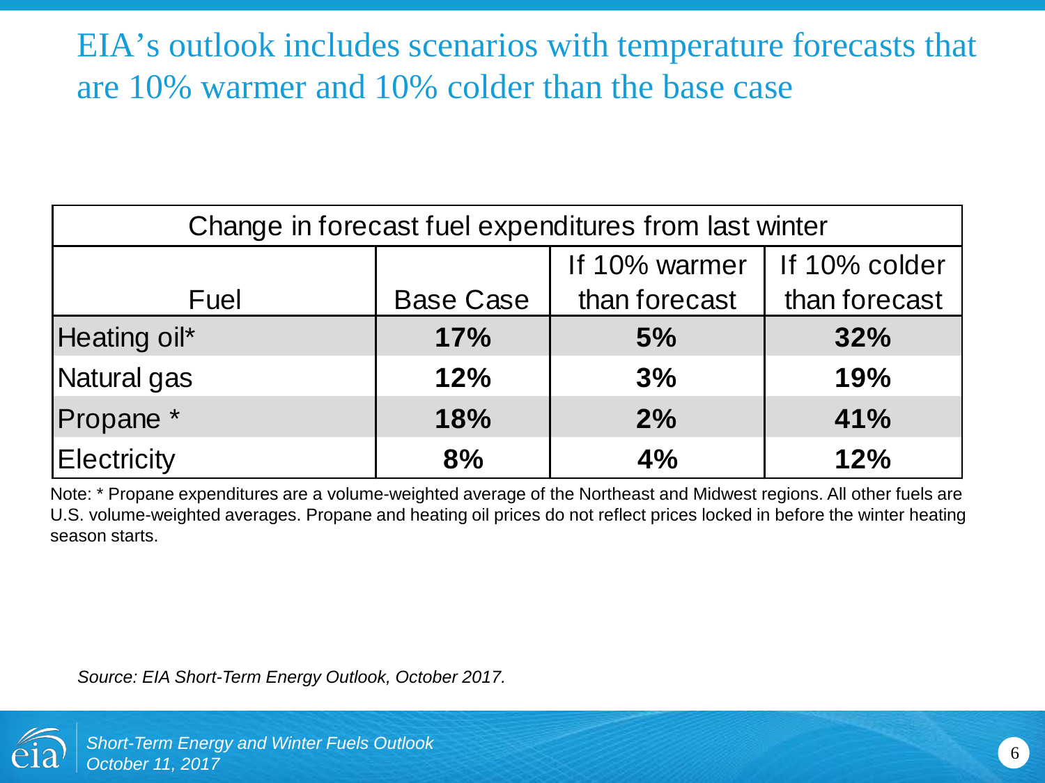# EIA's outlook includes scenarios with temperature forecasts that are 10% warmer and 10% colder than the base case

| Change in forecast fuel expenditures from last winter | | | |
|---|---|---|---|
| Fuel | Base Case | If 10% warmer than forecast | If 10% colder than forecast |
| Heating oil* | **17%** | **5%** | **32%** |
| Natural gas | **12%** | **3%** | **19%** |
| Propane * | **18%** | **2%** | **41%** |
| Electricity | **8%** | **4%** | **12%** |

Note: * Propane expenditures are a volume-weighted average of the Northeast and Midwest regions. All other fuels are U.S. volume-weighted averages. Propane and heating oil prices do not reflect prices locked in before the winter heating season starts.

*Source: EIA Short-Term Energy Outlook, October 2017.*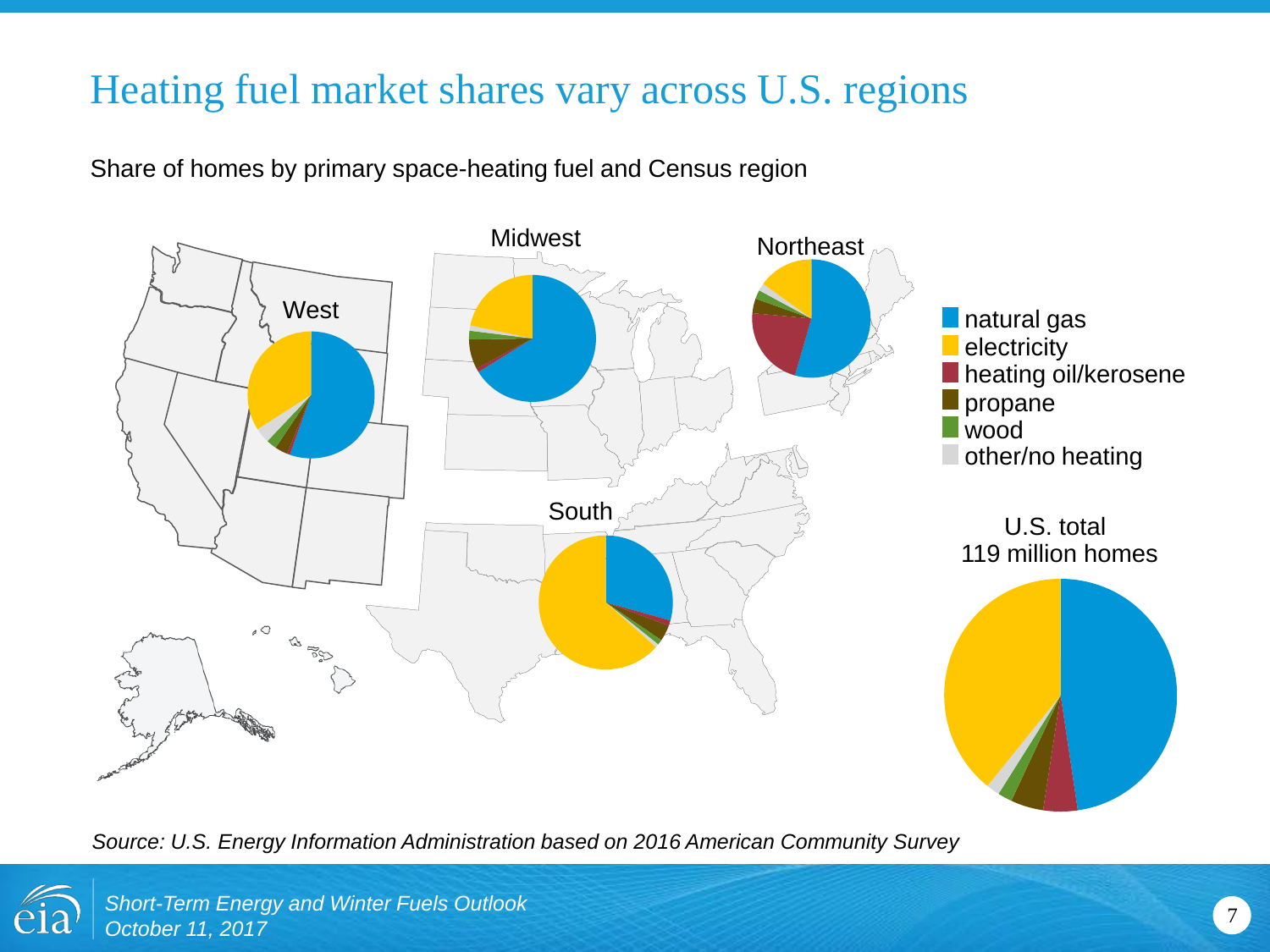# Heating fuel market shares vary across U.S. regions

Share of homes by primary space-heating fuel and Census region

Midwest

Northeast

West

South

- natural gas
- electricity
- heating oil/kerosene
- propane
- wood
- other/no heating

U.S. total
119 million homes

*Source: U.S. Energy Information Administration based on 2016 American Community Survey*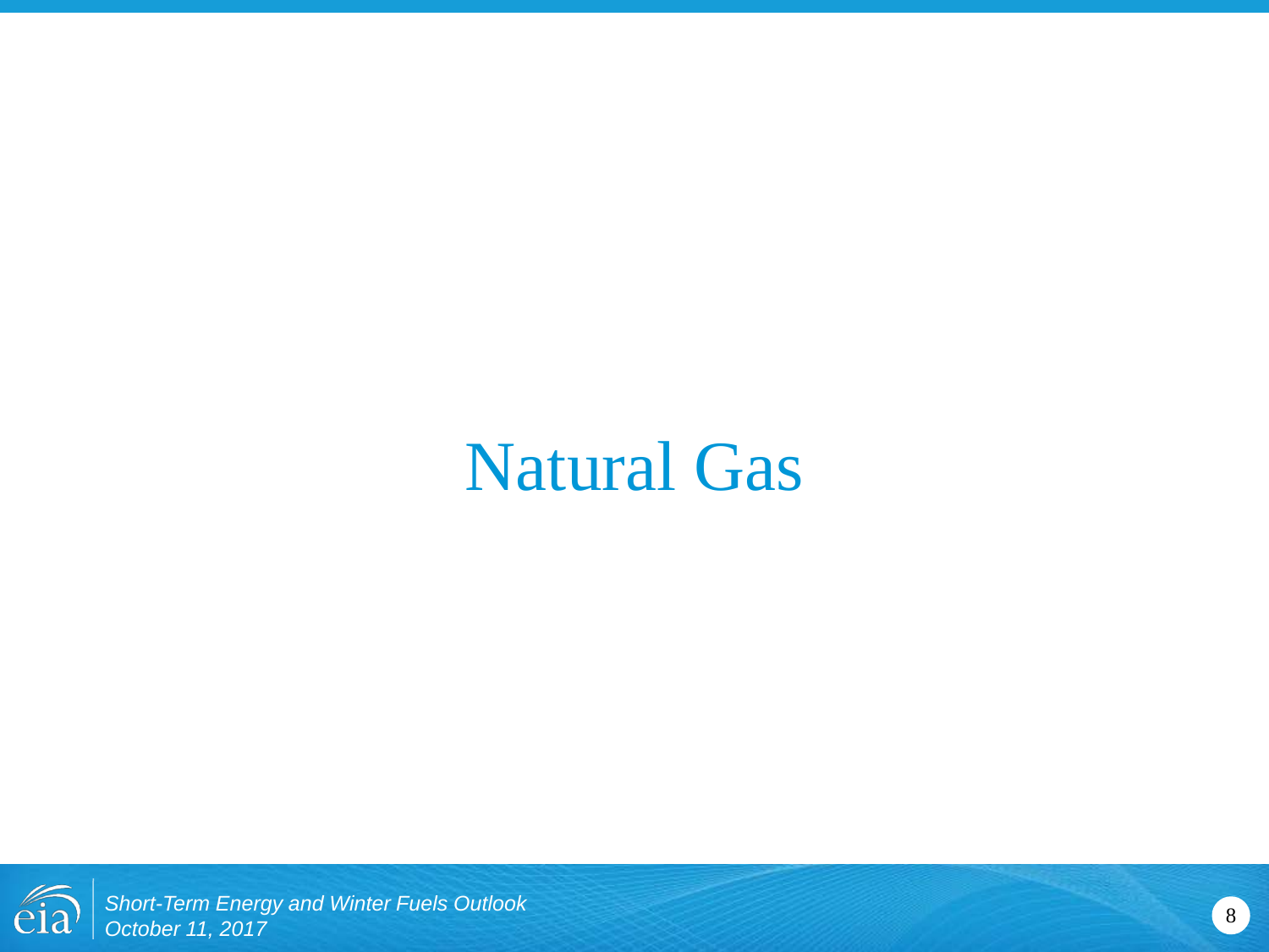# Natural Gas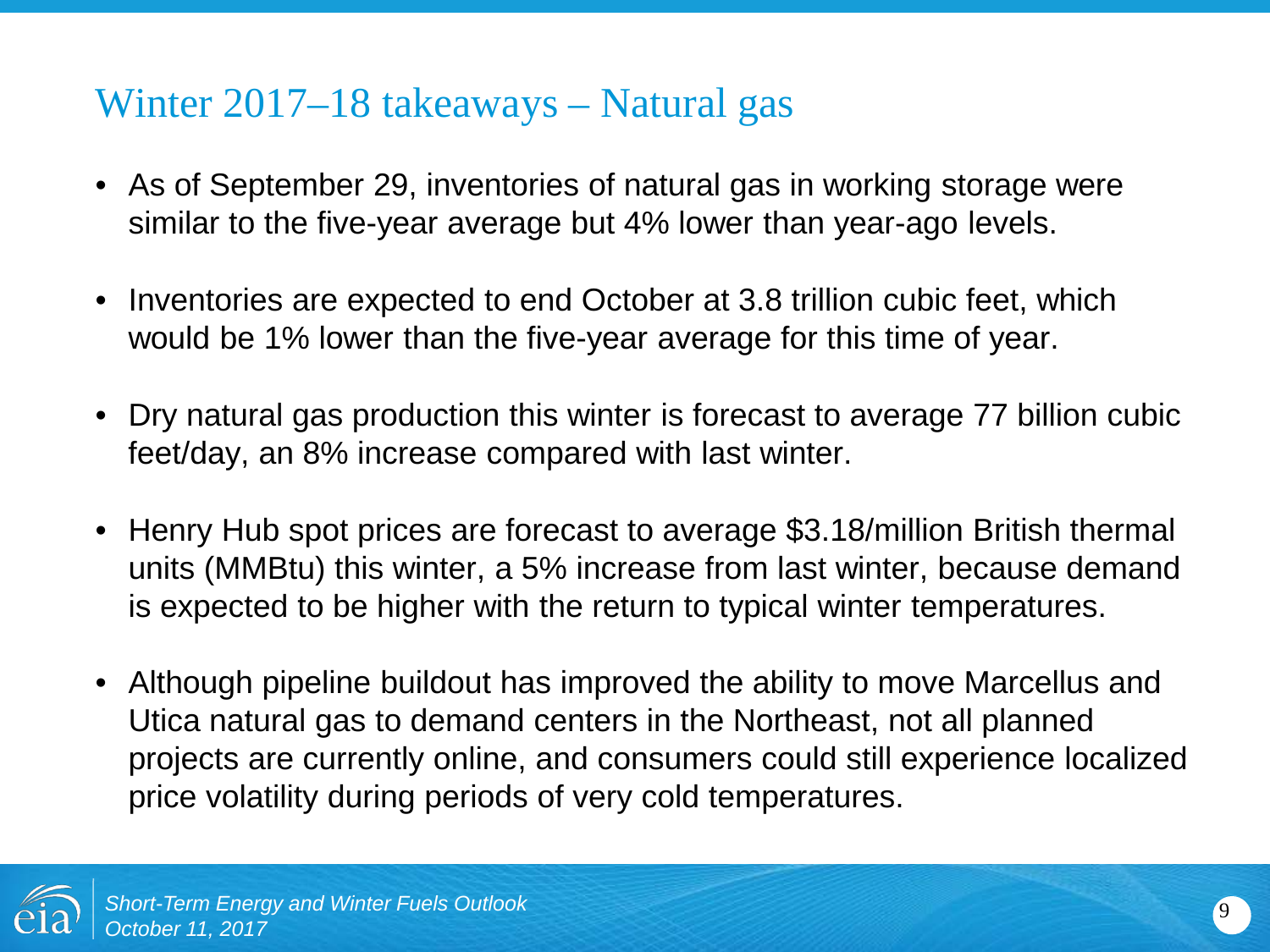# Winter 2017–18 takeaways – Natural gas

- As of September 29, inventories of natural gas in working storage were similar to the five-year average but 4% lower than year-ago levels.
- Inventories are expected to end October at 3.8 trillion cubic feet, which would be 1% lower than the five-year average for this time of year.
- Dry natural gas production this winter is forecast to average 77 billion cubic feet/day, an 8% increase compared with last winter.
- Henry Hub spot prices are forecast to average $3.18/million British thermal units (MMBtu) this winter, a 5% increase from last winter, because demand is expected to be higher with the return to typical winter temperatures.
- Although pipeline buildout has improved the ability to move Marcellus and Utica natural gas to demand centers in the Northeast, not all planned projects are currently online, and consumers could still experience localized price volatility during periods of very cold temperatures.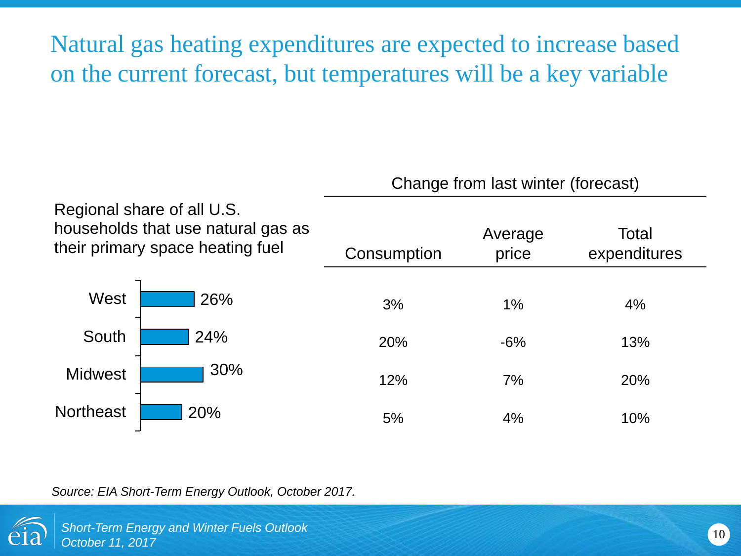# Natural gas heating expenditures are expected to increase based on the current forecast, but temperatures will be a key variable

| Region | Regional share of all U.S. households that use natural gas as their primary space heating fuel | Change from last winter (forecast) | | |
|---|---|---|---|---|
| | | Consumption | Average price | Total expenditures |
| West | 26% | 3% | 1% | 4% |
| South | 24% | 20% | -6% | 13% |
| Midwest | 30% | 12% | 7% | 20% |
| Northeast | 20% | 5% | 4% | 10% |

*Source: EIA Short-Term Energy Outlook, October 2017.*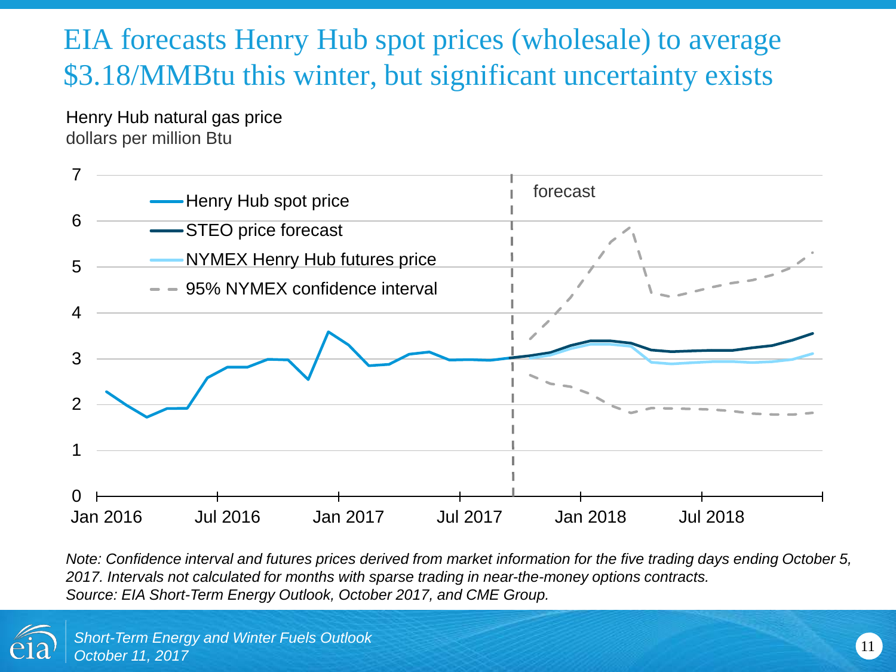# EIA forecasts Henry Hub spot prices (wholesale) to average $3.18/MMBtu this winter, but significant uncertainty exists

Henry Hub natural gas price
dollars per million Btu

*Note: Confidence interval and futures prices derived from market information for the five trading days ending October 5, 2017. Intervals not calculated for months with sparse trading in near-the-money options contracts.*
*Source: EIA Short-Term Energy Outlook, October 2017, and CME Group.*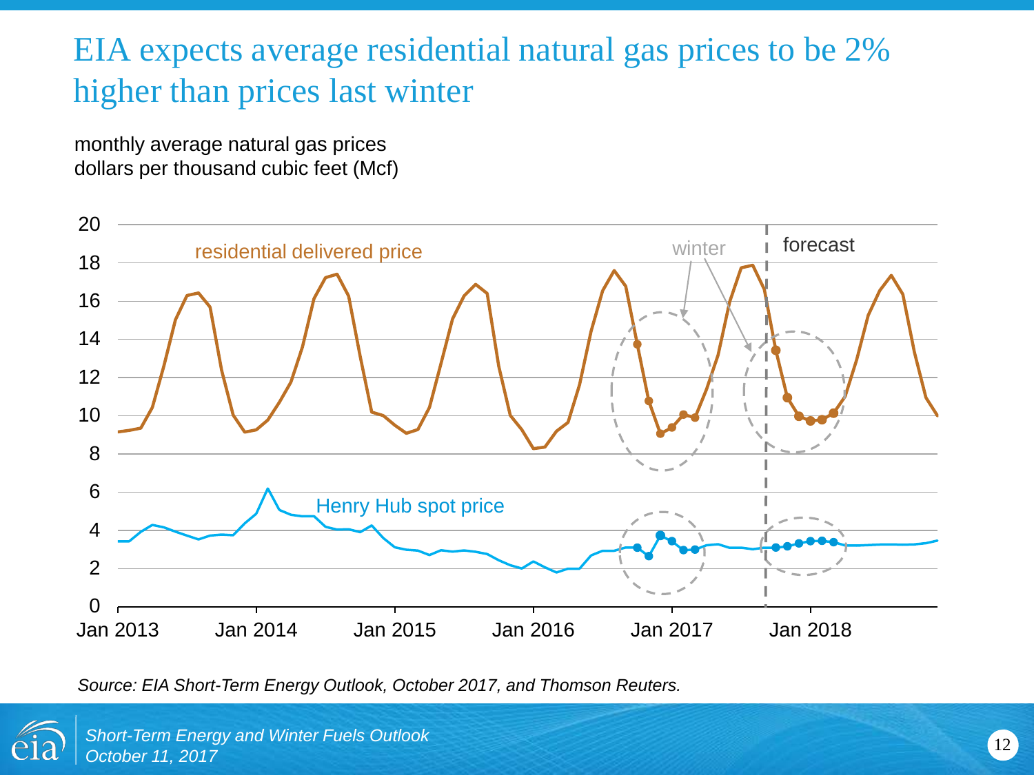# EIA expects average residential natural gas prices to be 2% higher than prices last winter

monthly average natural gas prices
dollars per thousand cubic feet (Mcf)

residential delivered price

Henry Hub spot price

winter

forecast

*Source: EIA Short-Term Energy Outlook, October 2017, and Thomson Reuters.*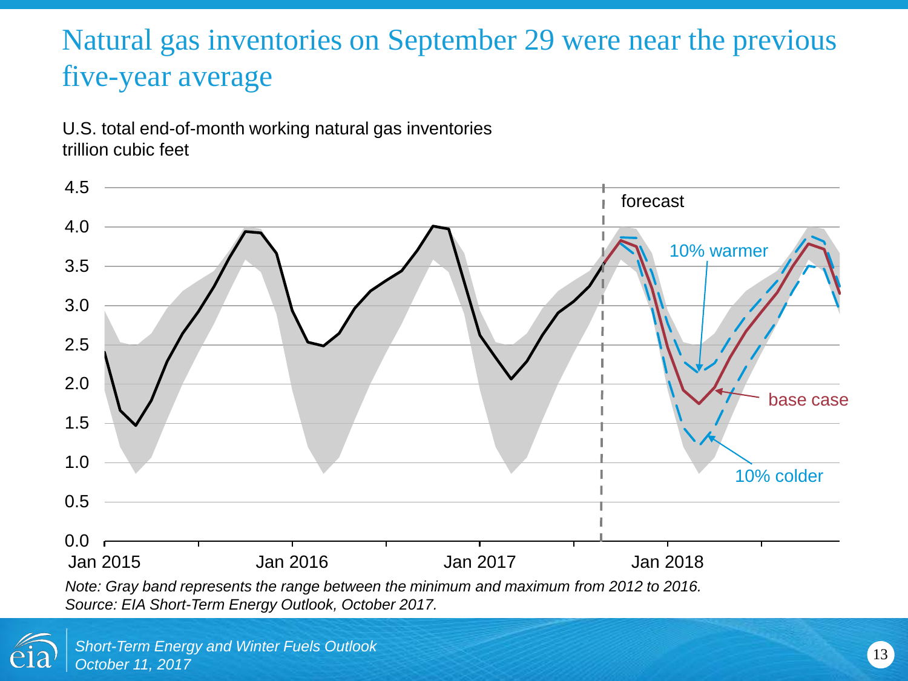# Natural gas inventories on September 29 were near the previous five-year average

U.S. total end-of-month working natural gas inventories
trillion cubic feet

*Note: Gray band represents the range between the minimum and maximum from 2012 to 2016.*
*Source: EIA Short-Term Energy Outlook, October 2017.*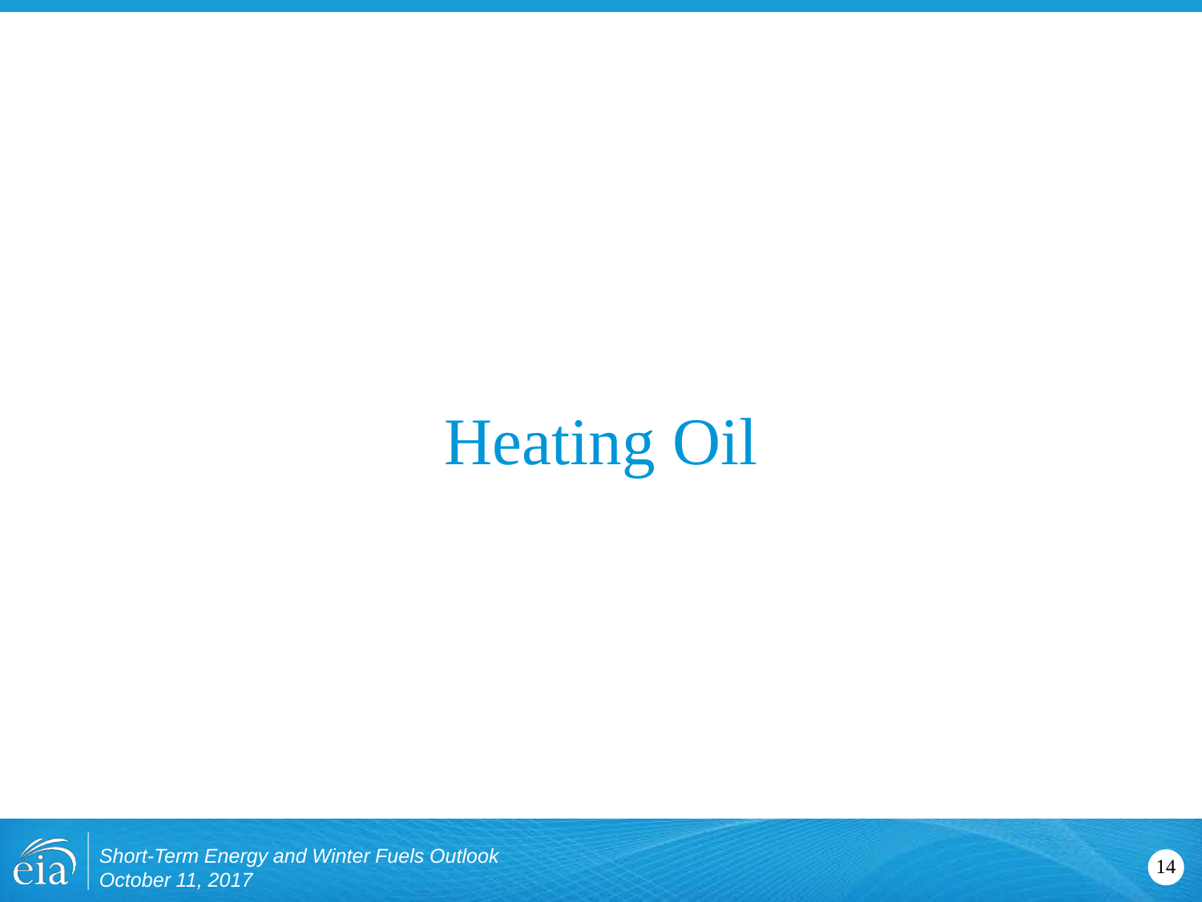# Heating Oil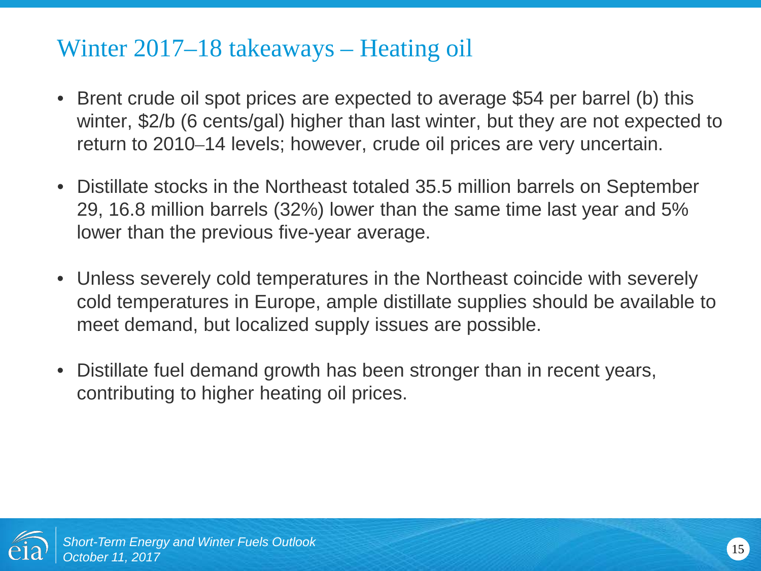# Winter 2017–18 takeaways – Heating oil

- Brent crude oil spot prices are expected to average $54 per barrel (b) this winter, $2/b (6 cents/gal) higher than last winter, but they are not expected to return to 2010–14 levels; however, crude oil prices are very uncertain.
- Distillate stocks in the Northeast totaled 35.5 million barrels on September 29, 16.8 million barrels (32%) lower than the same time last year and 5% lower than the previous five-year average.
- Unless severely cold temperatures in the Northeast coincide with severely cold temperatures in Europe, ample distillate supplies should be available to meet demand, but localized supply issues are possible.
- Distillate fuel demand growth has been stronger than in recent years, contributing to higher heating oil prices.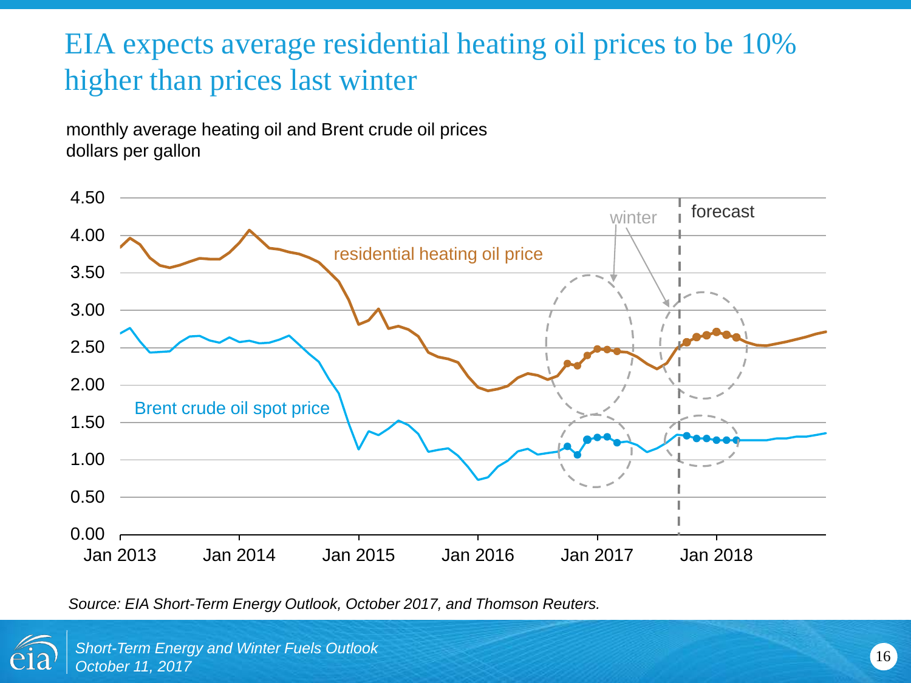# EIA expects average residential heating oil prices to be 10% higher than prices last winter

monthly average heating oil and Brent crude oil prices
dollars per gallon

*Source: EIA Short-Term Energy Outlook, October 2017, and Thomson Reuters.*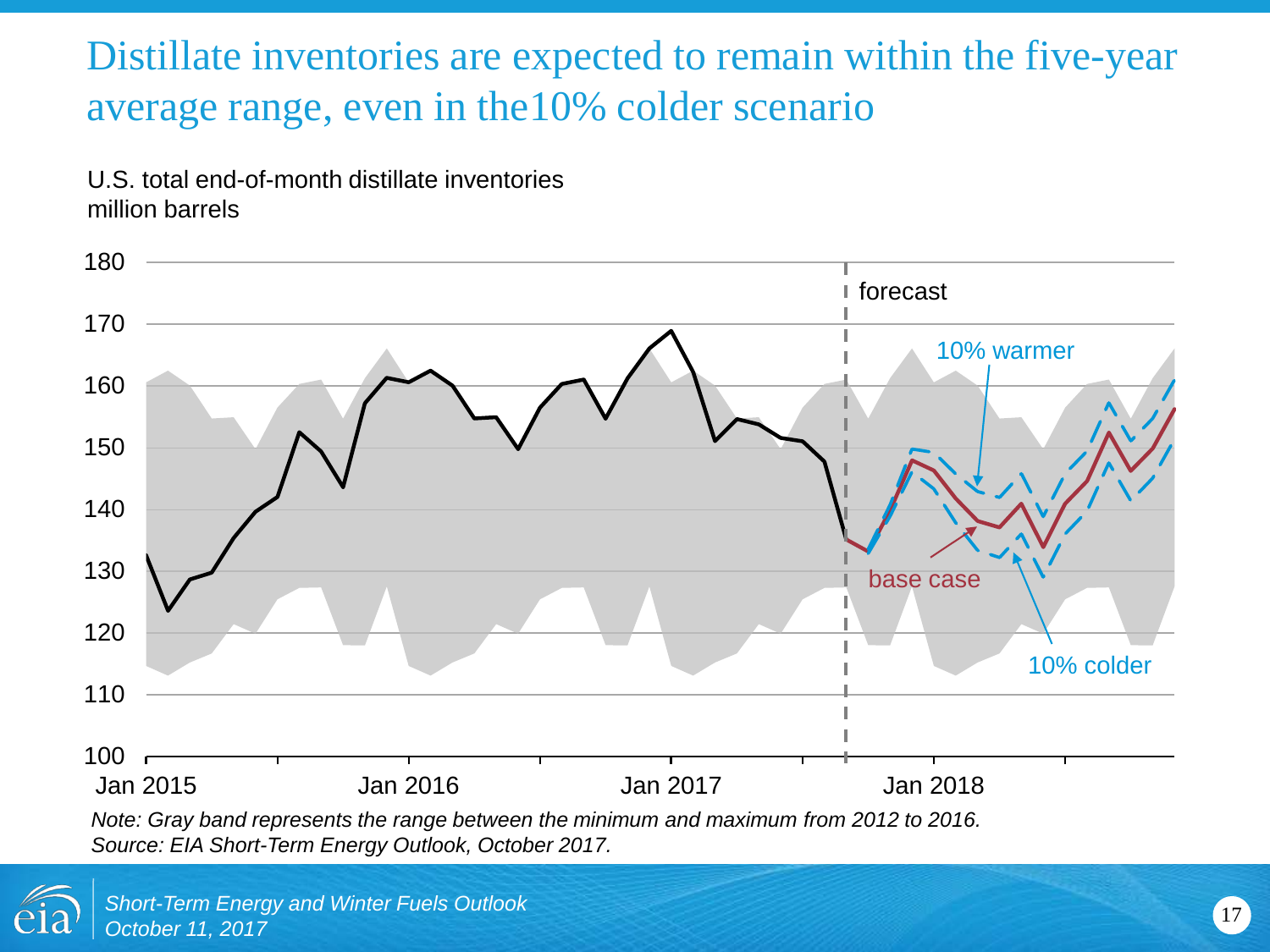# Distillate inventories are expected to remain within the five-year average range, even in the10% colder scenario

U.S. total end-of-month distillate inventories
million barrels

180
170
160
150
140
130
120
110
100

Jan 2015 | Jan 2016 | Jan 2017 | Jan 2018

forecast

10% warmer

base case

10% colder

*Note: Gray band represents the range between the minimum and maximum from 2012 to 2016.*
*Source: EIA Short-Term Energy Outlook, October 2017.*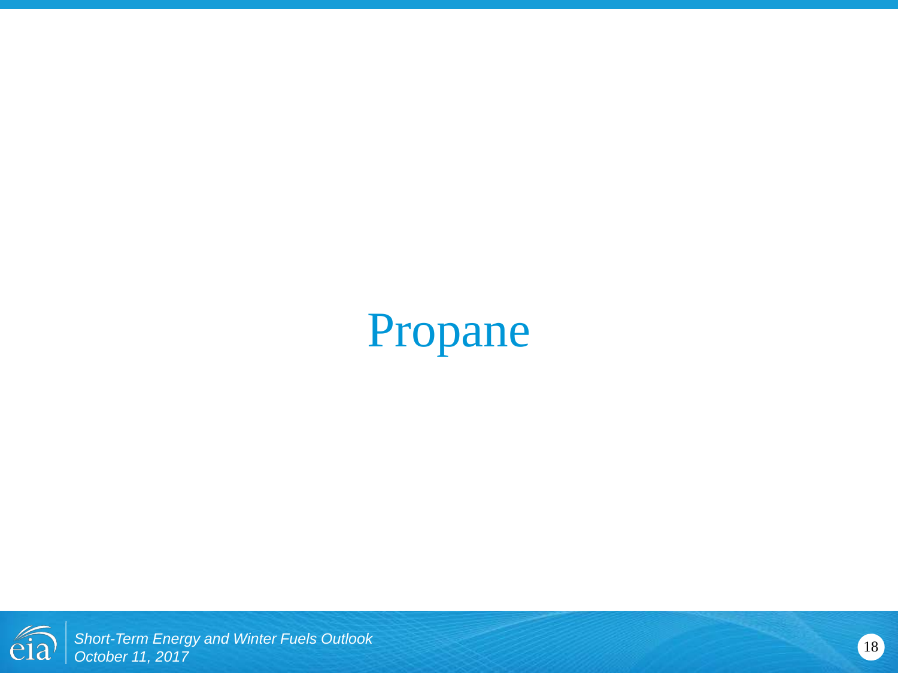# Propane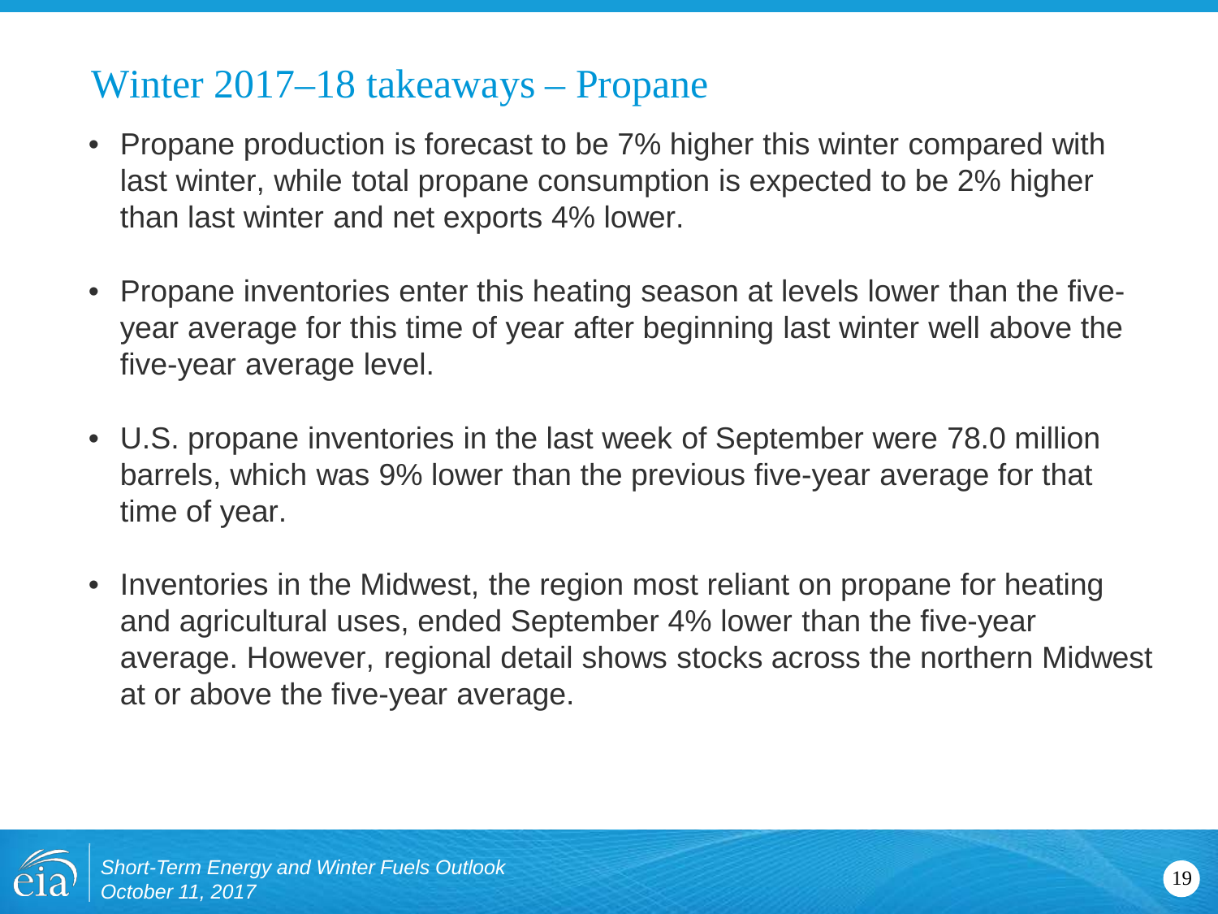## Winter 2017–18 takeaways – Propane

- Propane production is forecast to be 7% higher this winter compared with last winter, while total propane consumption is expected to be 2% higher than last winter and net exports 4% lower.
- Propane inventories enter this heating season at levels lower than the five-year average for this time of year after beginning last winter well above the five-year average level.
- U.S. propane inventories in the last week of September were 78.0 million barrels, which was 9% lower than the previous five-year average for that time of year.
- Inventories in the Midwest, the region most reliant on propane for heating and agricultural uses, ended September 4% lower than the five-year average. However, regional detail shows stocks across the northern Midwest at or above the five-year average.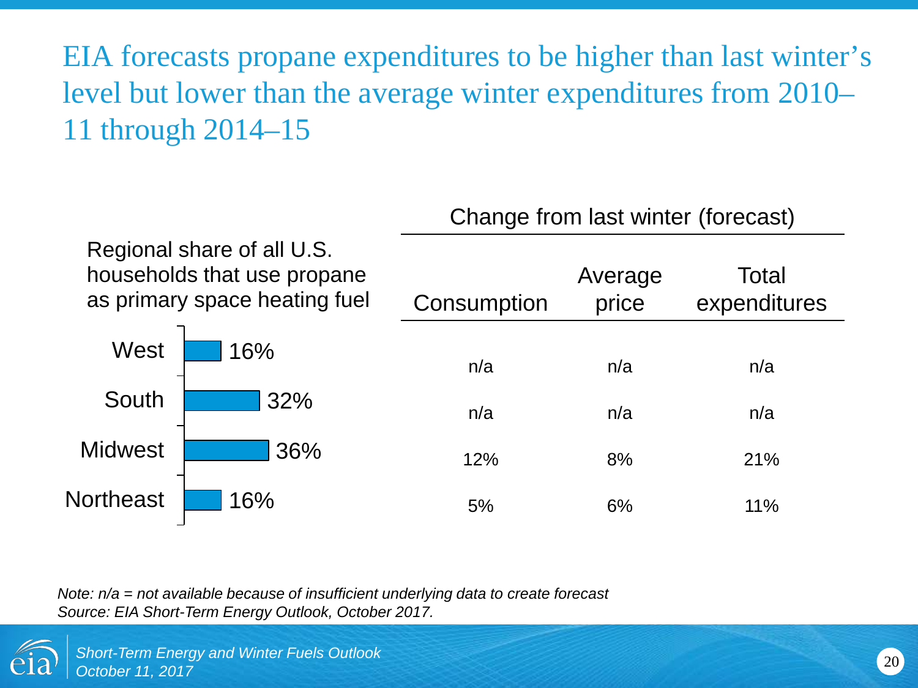# EIA forecasts propane expenditures to be higher than last winter's level but lower than the average winter expenditures from 2010–11 through 2014–15

| Region | Regional share of all U.S. households that use propane as primary space heating fuel | Change from last winter (forecast) | | |
|---|---|---|---|---|
| | | Consumption | Average price | Total expenditures |
| West | 16% | n/a | n/a | n/a |
| South | 32% | n/a | n/a | n/a |
| Midwest | 36% | 12% | 8% | 21% |
| Northeast | 16% | 5% | 6% | 11% |

*Note: n/a = not available because of insufficient underlying data to create forecast*
*Source: EIA Short-Term Energy Outlook, October 2017.*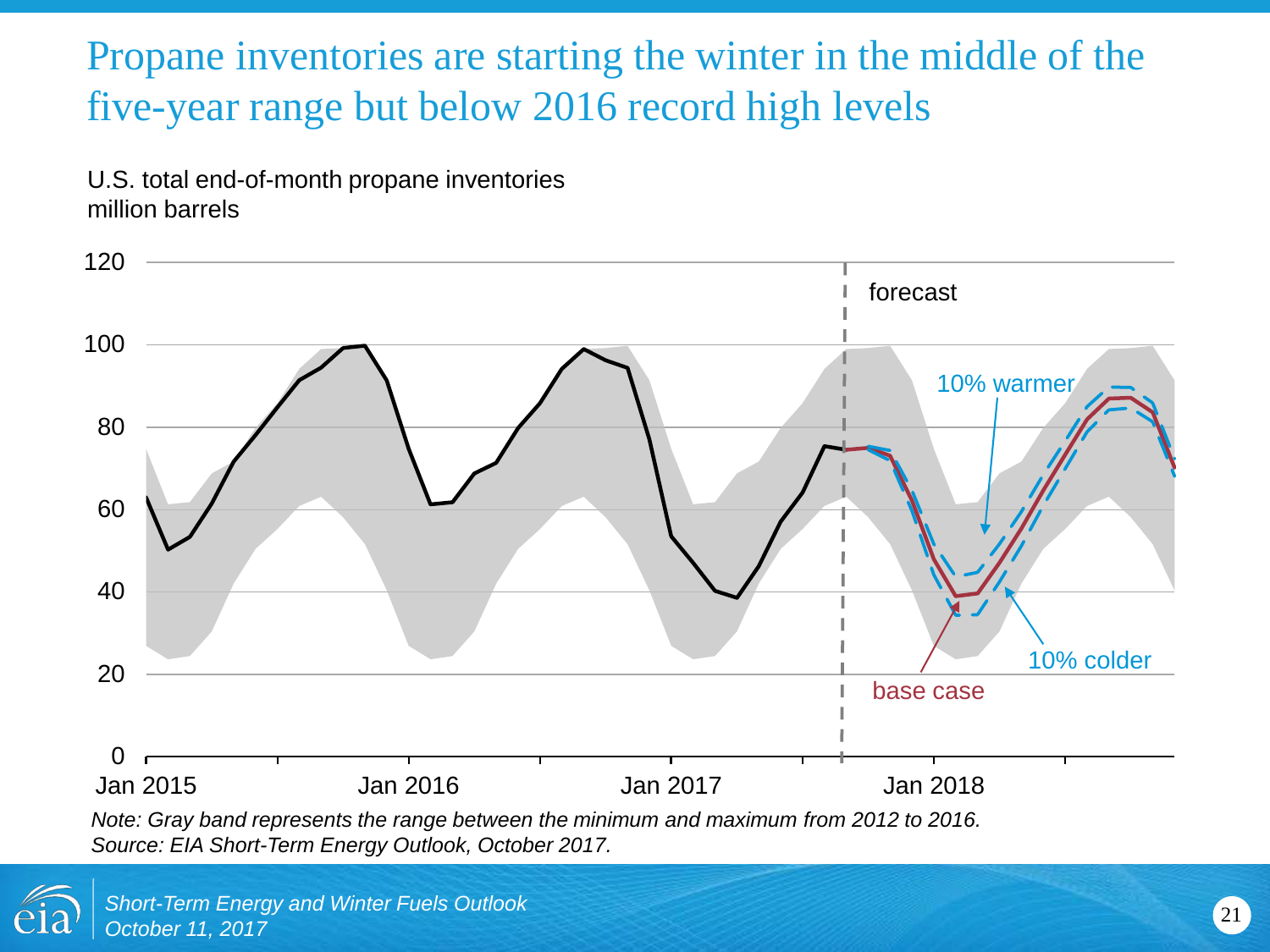# Propane inventories are starting the winter in the middle of the five-year range but below 2016 record high levels

U.S. total end-of-month propane inventories
million barrels

120
100
80
60
40
20
0

Jan 2015 Jan 2016 Jan 2017 Jan 2018

forecast

10% warmer

base case

10% colder

*Note: Gray band represents the range between the minimum and maximum from 2012 to 2016.*
*Source: EIA Short-Term Energy Outlook, October 2017.*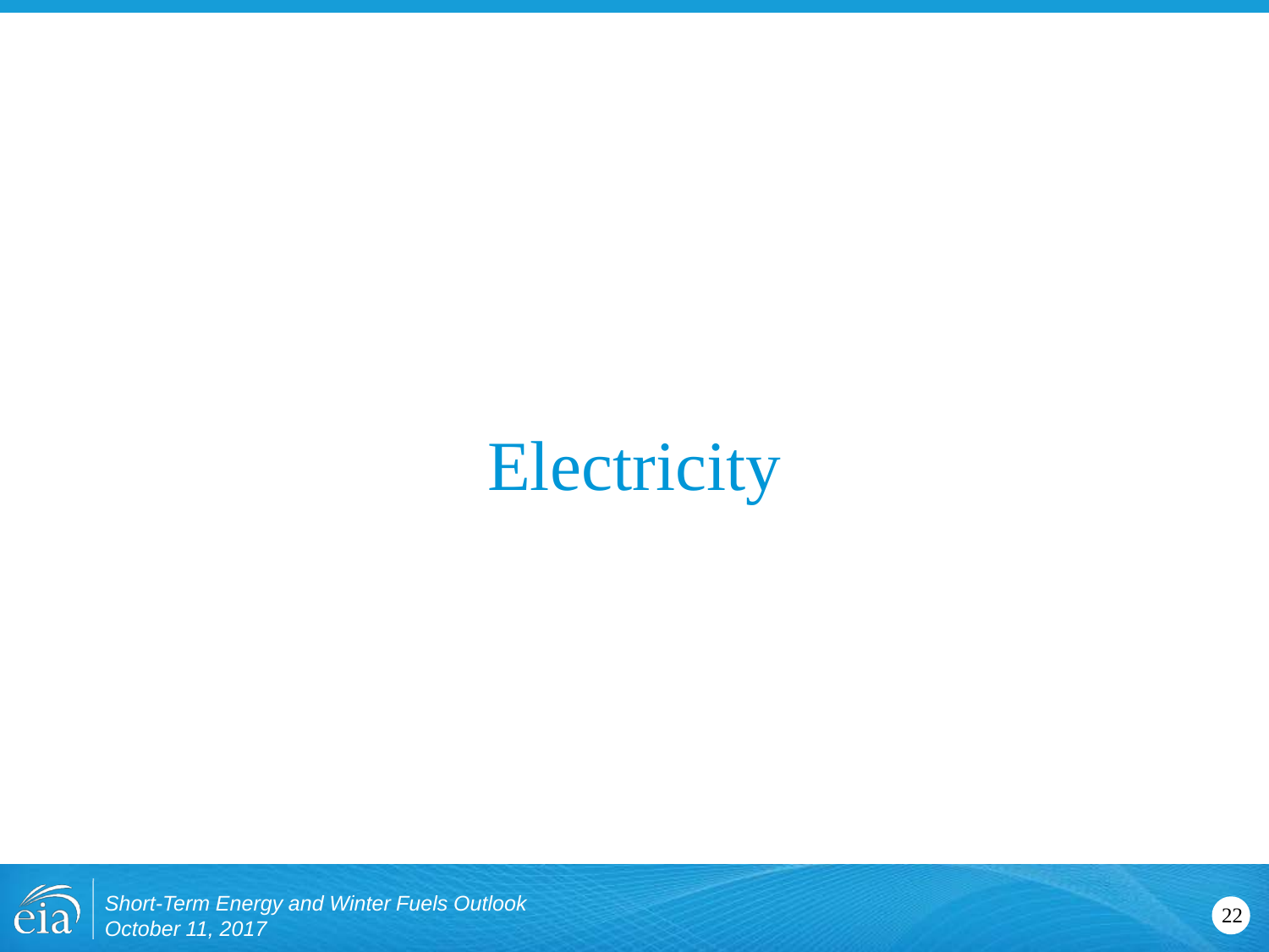# Electricity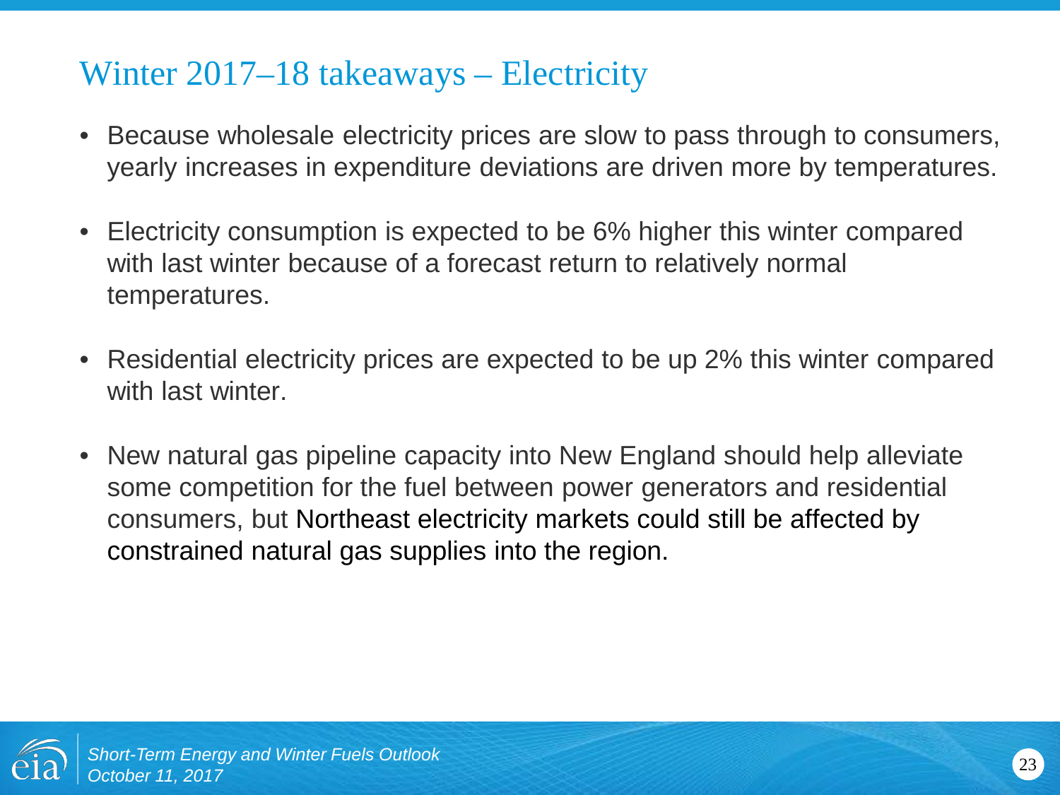# Winter 2017–18 takeaways – Electricity

- Because wholesale electricity prices are slow to pass through to consumers, yearly increases in expenditure deviations are driven more by temperatures.
- Electricity consumption is expected to be 6% higher this winter compared with last winter because of a forecast return to relatively normal temperatures.
- Residential electricity prices are expected to be up 2% this winter compared with last winter.
- New natural gas pipeline capacity into New England should help alleviate some competition for the fuel between power generators and residential consumers, but Northeast electricity markets could still be affected by constrained natural gas supplies into the region.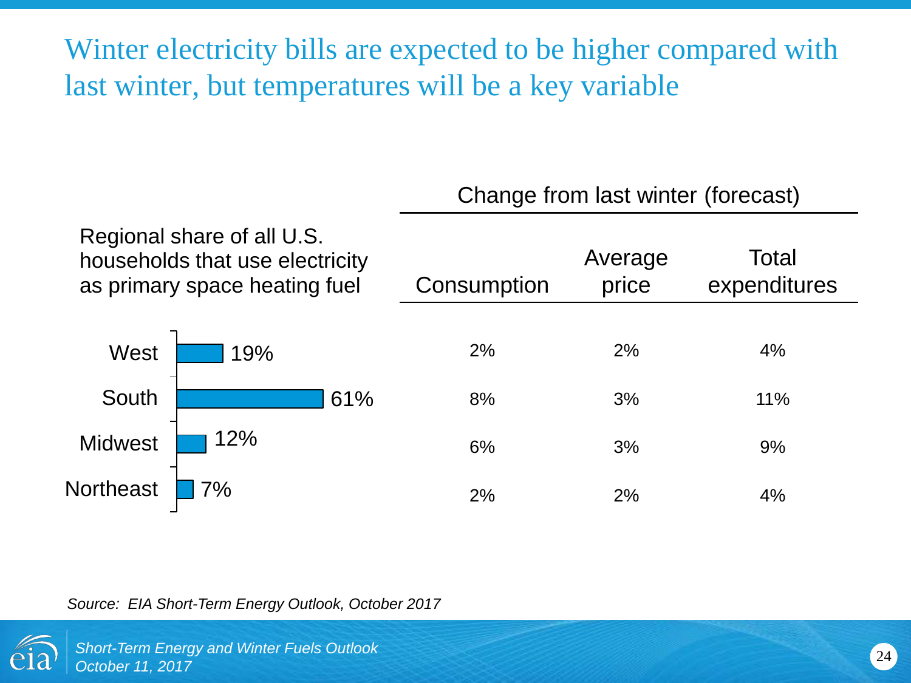# Winter electricity bills are expected to be higher compared with last winter, but temperatures will be a key variable

| Region | Regional share of all U.S. households that use electricity as primary space heating fuel | Change from last winter (forecast): Consumption | Average price | Total expenditures |
|---|---|---|---|---|
| West | 19% | 2% | 2% | 4% |
| South | 61% | 8% | 3% | 11% |
| Midwest | 12% | 6% | 3% | 9% |
| Northeast | 7% | 2% | 2% | 4% |

*Source: EIA Short-Term Energy Outlook, October 2017*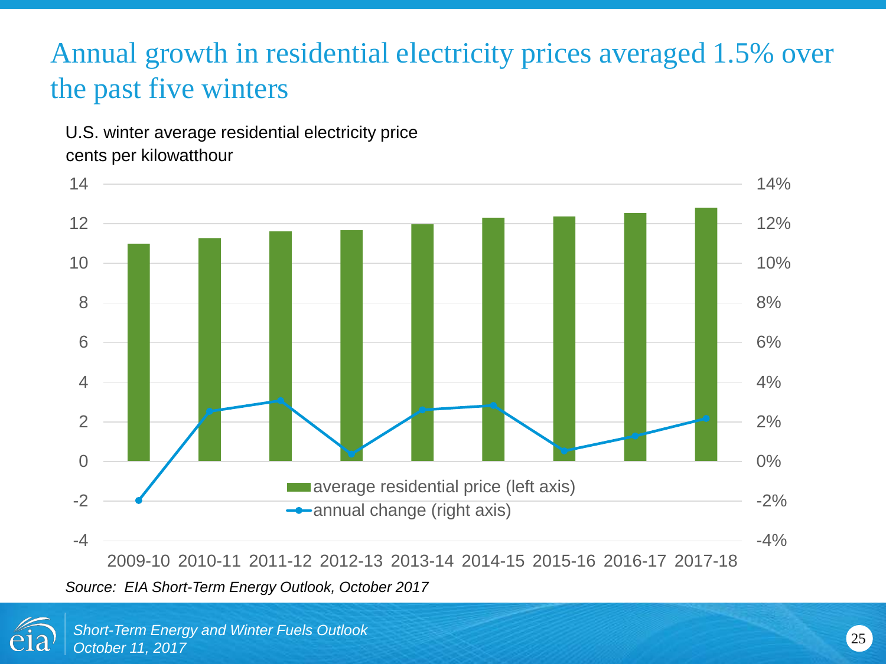# Annual growth in residential electricity prices averaged 1.5% over the past five winters

U.S. winter average residential electricity price
cents per kilowatthour

*Source: EIA Short-Term Energy Outlook, October 2017*

*Short-Term Energy and Winter Fuels Outlook*
*October 11, 2017*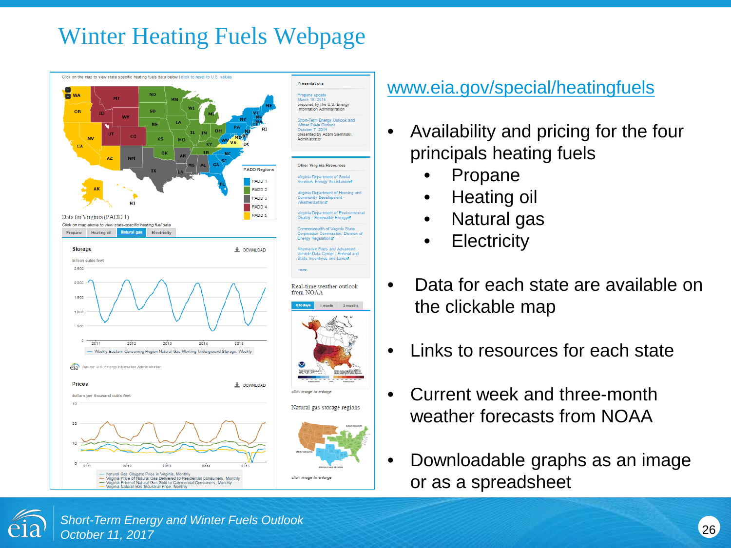# Winter Heating Fuels Webpage

Click on the map to view state specific heating fuels data below | click to reset to U.S. values

WA MT ND MN OR ID SD WI WY NE IA IL IN OH PA NY NV UT CO KS MO KY WV VA CA AZ NM OK AR TN NC SC MS AL GA TX LA FL AK HI ME VT NH MA CT RI NJ DE MD DC MI

PADD Regions
PADD 1
PADD 2
PADD 3
PADD 4
PADD 5

Data for Virginia (PADD 1)

*Click on map above to view state-specific heating fuel data*

Propane | Heating oil | Natural gas | Electricity

Storage
DOWNLOAD
billion cubic feet
2,500
2,000
1,500
1,000
500
0
2011
2012
2013
2014
2015
— Weekly Eastern Consuming Region Natural Gas Working Underground Storage, Weekly

Source: U.S. Energy Information Administration

Prices
DOWNLOAD
dollars per thousand cubic feet
30
20
10
0
2011
2012
2013
2014
2015
— Natural Gas Citygate Price in Virginia, Monthly
— Virginia Price of Natural Gas Delivered to Residential Consumers, Monthly
— Virginia Price of Natural Gas Sold to Commercial Consumers, Monthly
— Virginia Natural Gas Industrial Price, Monthly

Presentations

Propane update
March 18, 2015
prepared by the U.S. Energy Information Administration

Short-Term Energy Outlook and Winter Fuels Outlook
October 7, 2014
presented by Adam Sieminski, Administrator

Other Virginia Resources

Virginia Department of Social Services Energy Assistance
Virginia Department of Housing and Community Development - Weatherization
Virginia Department of Environmental Quality - Renewable Energy
Commonwealth of Virginia State Corporation Commission, Division of Energy Regulation
Alternative Fuels and Advanced Vehicle Data Center - Federal and State Incentives and Laws
more

Real-time weather outlook from NOAA

6-10 days | 1 month | 3 months

*click image to enlarge*

Natural gas storage regions

EAST REGION
WEST REGION
PRODUCING REGION

*click image to enlarge*

www.eia.gov/special/heatingfuels

- Availability and pricing for the four principals heating fuels
  - Propane
  - Heating oil
  - Natural gas
  - Electricity
- Data for each state are available on the clickable map
- Links to resources for each state
- Current week and three-month weather forecasts from NOAA
- Downloadable graphs as an image or as a spreadsheet